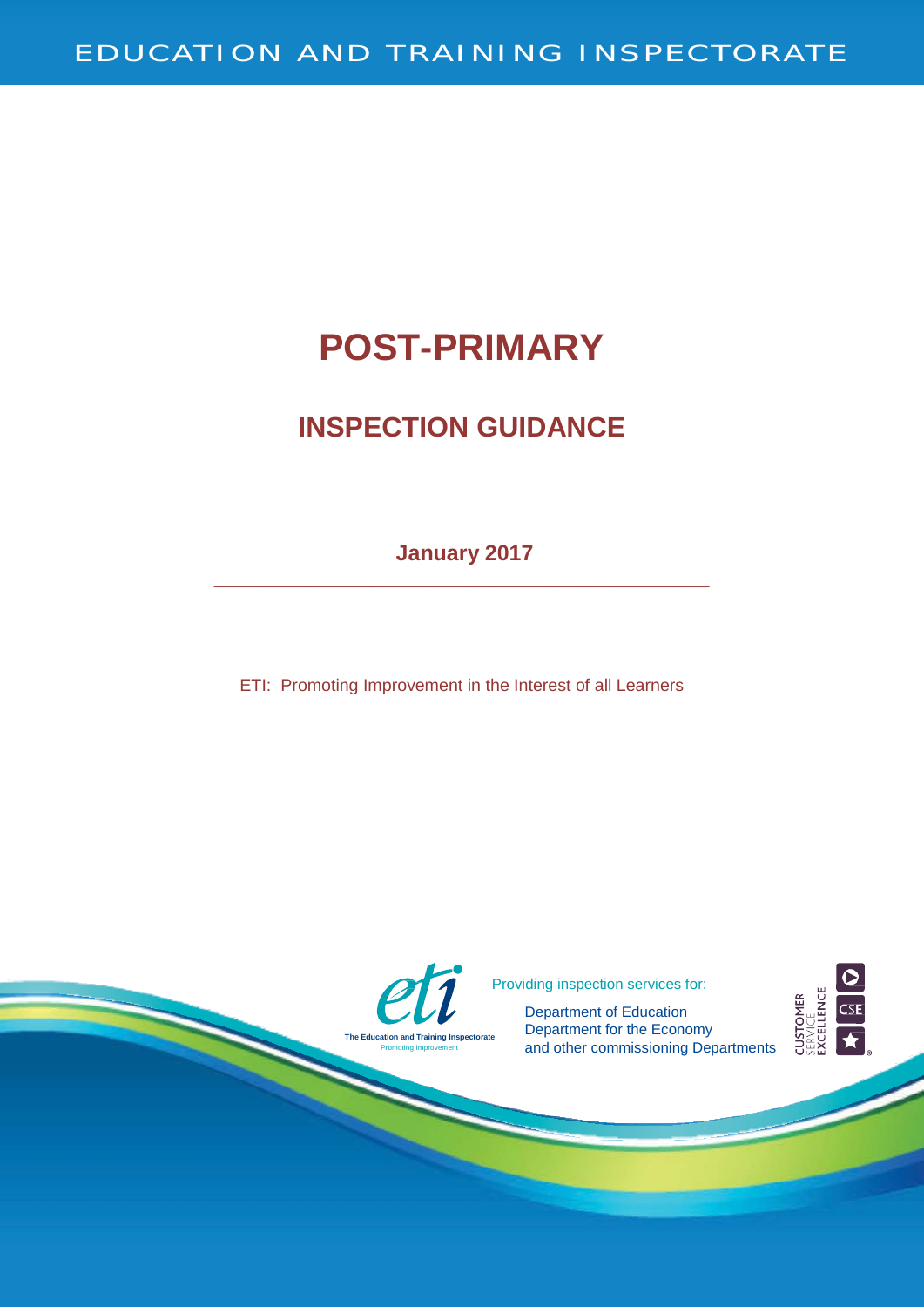EDUCATION AND TRAINING INSPECTORATE

# POST-PRIMARY

## INSPECTION GUIDANCE

**January 2017**

ETI: Promoting Improvement in the Interest of all Learners

The Education and Training Inspectorate
Promoting Improvement

Providing inspection services for:

Department of Education
Department for the Economy
and other commissioning Departments

CUSTOMER SERVICE EXCELLENCE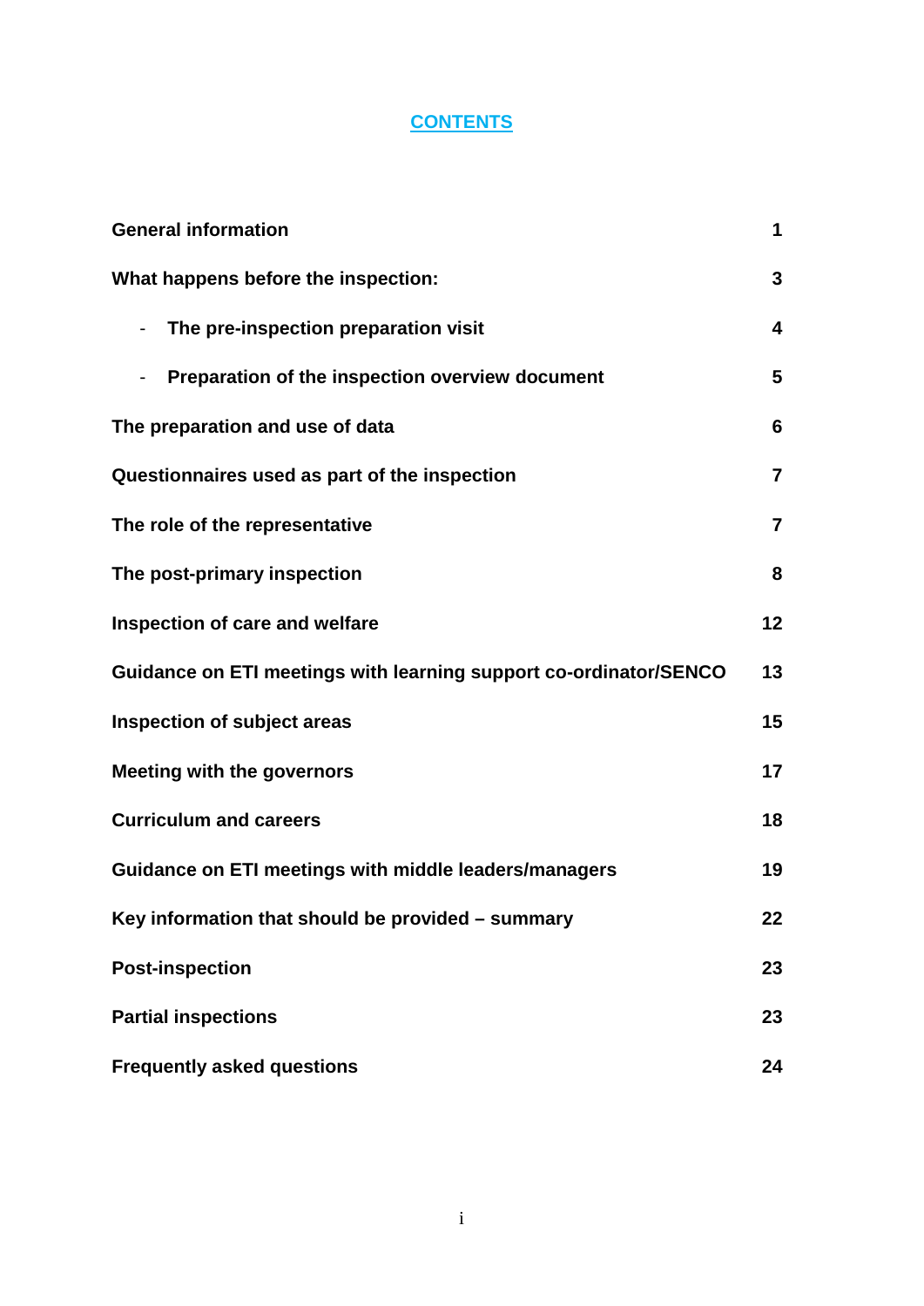# CONTENTS

| | |
|---|---|
| **General information** | **1** |
| **What happens before the inspection:** | **3** |
| - **The pre-inspection preparation visit** | **4** |
| - **Preparation of the inspection overview document** | **5** |
| **The preparation and use of data** | **6** |
| **Questionnaires used as part of the inspection** | **7** |
| **The role of the representative** | **7** |
| **The post-primary inspection** | **8** |
| **Inspection of care and welfare** | **12** |
| **Guidance on ETI meetings with learning support co-ordinator/SENCO** | **13** |
| **Inspection of subject areas** | **15** |
| **Meeting with the governors** | **17** |
| **Curriculum and careers** | **18** |
| **Guidance on ETI meetings with middle leaders/managers** | **19** |
| **Key information that should be provided – summary** | **22** |
| **Post-inspection** | **23** |
| **Partial inspections** | **23** |
| **Frequently asked questions** | **24** |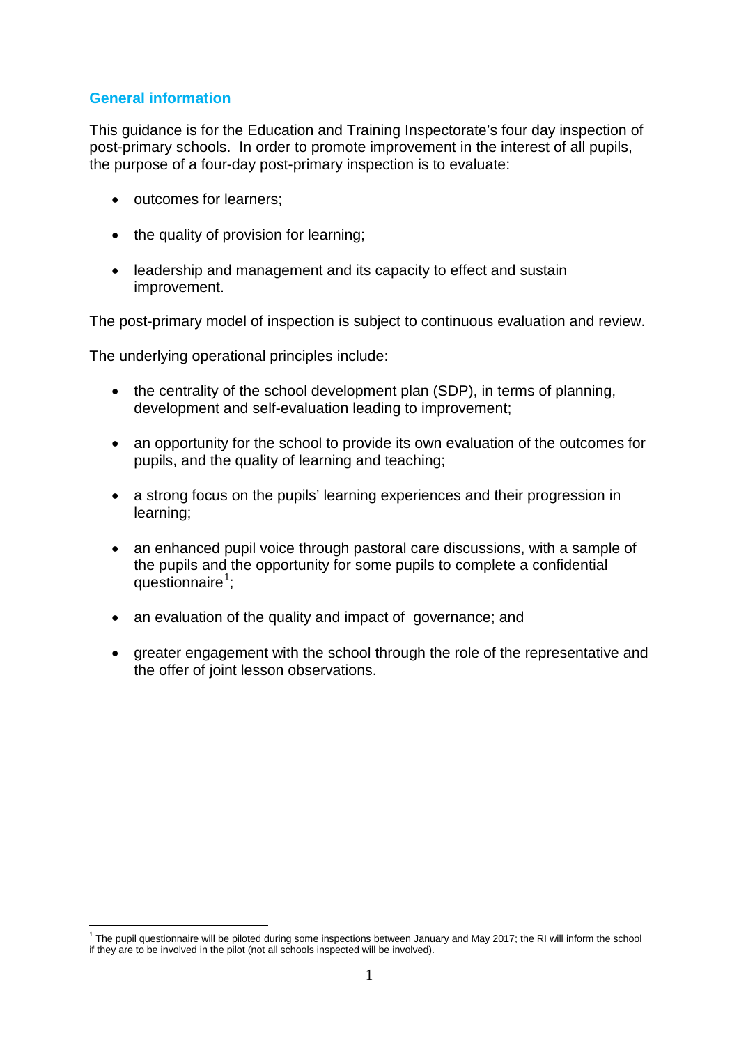## General information

This guidance is for the Education and Training Inspectorate's four day inspection of post-primary schools. In order to promote improvement in the interest of all pupils, the purpose of a four-day post-primary inspection is to evaluate:

- outcomes for learners;
- the quality of provision for learning;
- leadership and management and its capacity to effect and sustain improvement.

The post-primary model of inspection is subject to continuous evaluation and review.

The underlying operational principles include:

- the centrality of the school development plan (SDP), in terms of planning, development and self-evaluation leading to improvement;
- an opportunity for the school to provide its own evaluation of the outcomes for pupils, and the quality of learning and teaching;
- a strong focus on the pupils' learning experiences and their progression in learning;
- an enhanced pupil voice through pastoral care discussions, with a sample of the pupils and the opportunity for some pupils to complete a confidential questionnaire[1];
- an evaluation of the quality and impact of governance; and
- greater engagement with the school through the role of the representative and the offer of joint lesson observations.

[1] The pupil questionnaire will be piloted during some inspections between January and May 2017; the RI will inform the school if they are to be involved in the pilot (not all schools inspected will be involved).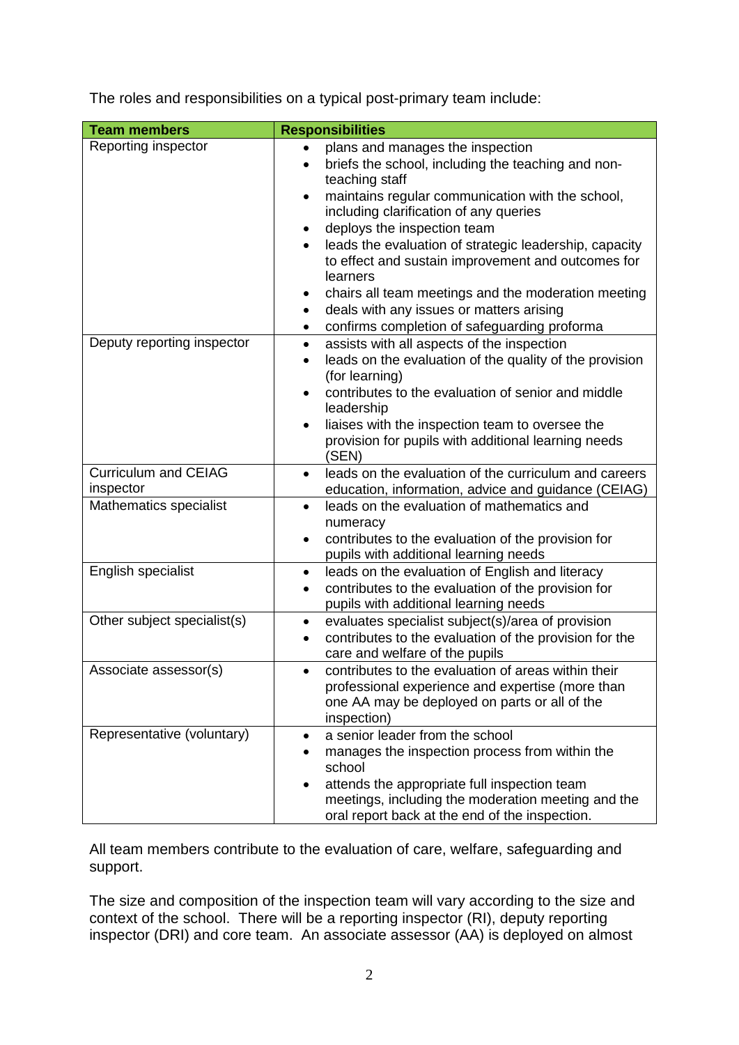The roles and responsibilities on a typical post-primary team include:

| Team members | Responsibilities |
|---|---|
| Reporting inspector | • plans and manages the inspection<br>• briefs the school, including the teaching and non-teaching staff<br>• maintains regular communication with the school, including clarification of any queries<br>• deploys the inspection team<br>• leads the evaluation of strategic leadership, capacity to effect and sustain improvement and outcomes for learners<br>• chairs all team meetings and the moderation meeting<br>• deals with any issues or matters arising<br>• confirms completion of safeguarding proforma |
| Deputy reporting inspector | • assists with all aspects of the inspection<br>• leads on the evaluation of the quality of the provision (for learning)<br>• contributes to the evaluation of senior and middle leadership<br>• liaises with the inspection team to oversee the provision for pupils with additional learning needs (SEN) |
| Curriculum and CEIAG inspector | • leads on the evaluation of the curriculum and careers education, information, advice and guidance (CEIAG) |
| Mathematics specialist | • leads on the evaluation of mathematics and numeracy<br>• contributes to the evaluation of the provision for pupils with additional learning needs |
| English specialist | • leads on the evaluation of English and literacy<br>• contributes to the evaluation of the provision for pupils with additional learning needs |
| Other subject specialist(s) | • evaluates specialist subject(s)/area of provision<br>• contributes to the evaluation of the provision for the care and welfare of the pupils |
| Associate assessor(s) | • contributes to the evaluation of areas within their professional experience and expertise (more than one AA may be deployed on parts or all of the inspection) |
| Representative (voluntary) | • a senior leader from the school<br>• manages the inspection process from within the school<br>• attends the appropriate full inspection team meetings, including the moderation meeting and the oral report back at the end of the inspection. |

All team members contribute to the evaluation of care, welfare, safeguarding and support.

The size and composition of the inspection team will vary according to the size and context of the school. There will be a reporting inspector (RI), deputy reporting inspector (DRI) and core team. An associate assessor (AA) is deployed on almost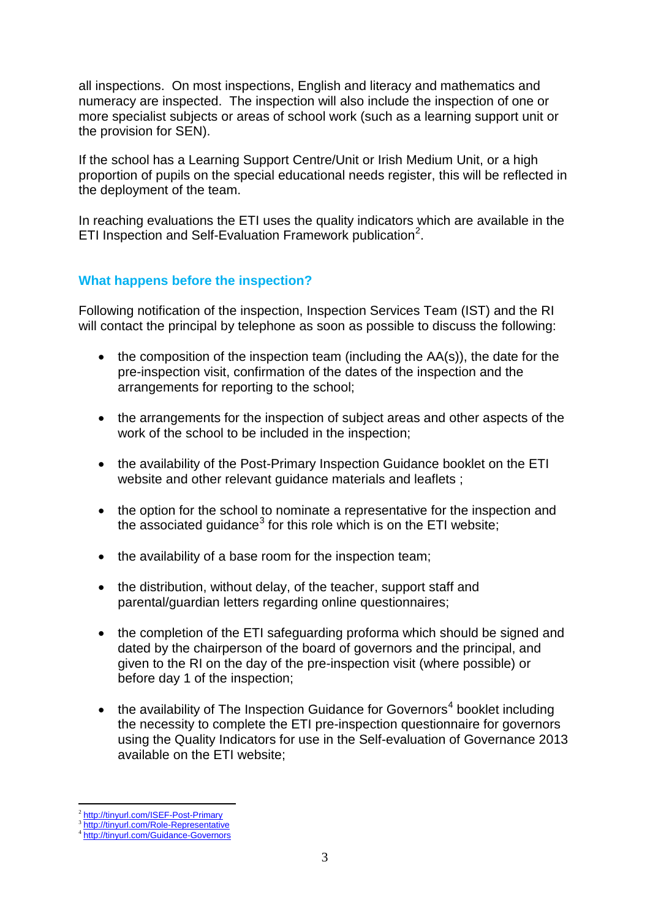all inspections. On most inspections, English and literacy and mathematics and numeracy are inspected. The inspection will also include the inspection of one or more specialist subjects or areas of school work (such as a learning support unit or the provision for SEN).

If the school has a Learning Support Centre/Unit or Irish Medium Unit, or a high proportion of pupils on the special educational needs register, this will be reflected in the deployment of the team.

In reaching evaluations the ETI uses the quality indicators which are available in the ETI Inspection and Self-Evaluation Framework publication[2].

## What happens before the inspection?

Following notification of the inspection, Inspection Services Team (IST) and the RI will contact the principal by telephone as soon as possible to discuss the following:

- the composition of the inspection team (including the AA(s)), the date for the pre-inspection visit, confirmation of the dates of the inspection and the arrangements for reporting to the school;
- the arrangements for the inspection of subject areas and other aspects of the work of the school to be included in the inspection;
- the availability of the Post-Primary Inspection Guidance booklet on the ETI website and other relevant guidance materials and leaflets ;
- the option for the school to nominate a representative for the inspection and the associated guidance[3] for this role which is on the ETI website;
- the availability of a base room for the inspection team;
- the distribution, without delay, of the teacher, support staff and parental/guardian letters regarding online questionnaires;
- the completion of the ETI safeguarding proforma which should be signed and dated by the chairperson of the board of governors and the principal, and given to the RI on the day of the pre-inspection visit (where possible) or before day 1 of the inspection;
- the availability of The Inspection Guidance for Governors[4] booklet including the necessity to complete the ETI pre-inspection questionnaire for governors using the Quality Indicators for use in the Self-evaluation of Governance 2013 available on the ETI website;

---

[2] http://tinyurl.com/ISEF-Post-Primary
[3] http://tinyurl.com/Role-Representative
[4] http://tinyurl.com/Guidance-Governors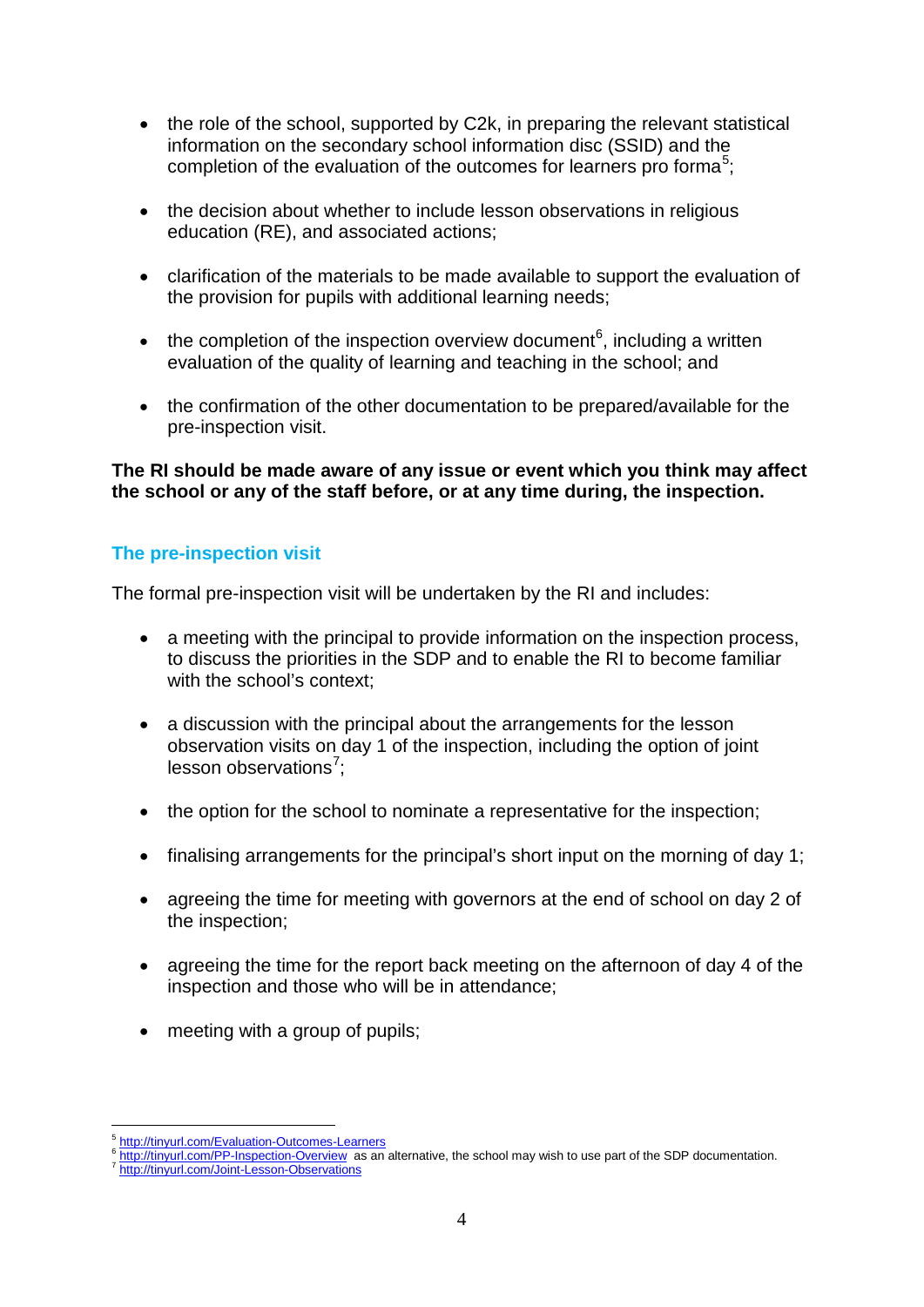- the role of the school, supported by C2k, in preparing the relevant statistical information on the secondary school information disc (SSID) and the completion of the evaluation of the outcomes for learners pro forma[5];

- the decision about whether to include lesson observations in religious education (RE), and associated actions;

- clarification of the materials to be made available to support the evaluation of the provision for pupils with additional learning needs;

- the completion of the inspection overview document[6], including a written evaluation of the quality of learning and teaching in the school; and

- the confirmation of the other documentation to be prepared/available for the pre-inspection visit.

**The RI should be made aware of any issue or event which you think may affect the school or any of the staff before, or at any time during, the inspection.**

## The pre-inspection visit

The formal pre-inspection visit will be undertaken by the RI and includes:

- a meeting with the principal to provide information on the inspection process, to discuss the priorities in the SDP and to enable the RI to become familiar with the school's context;

- a discussion with the principal about the arrangements for the lesson observation visits on day 1 of the inspection, including the option of joint lesson observations[7];

- the option for the school to nominate a representative for the inspection;

- finalising arrangements for the principal's short input on the morning of day 1;

- agreeing the time for meeting with governors at the end of school on day 2 of the inspection;

- agreeing the time for the report back meeting on the afternoon of day 4 of the inspection and those who will be in attendance;

- meeting with a group of pupils;

---

[5] http://tinyurl.com/Evaluation-Outcomes-Learners
[6] http://tinyurl.com/PP-Inspection-Overview as an alternative, the school may wish to use part of the SDP documentation.
[7] http://tinyurl.com/Joint-Lesson-Observations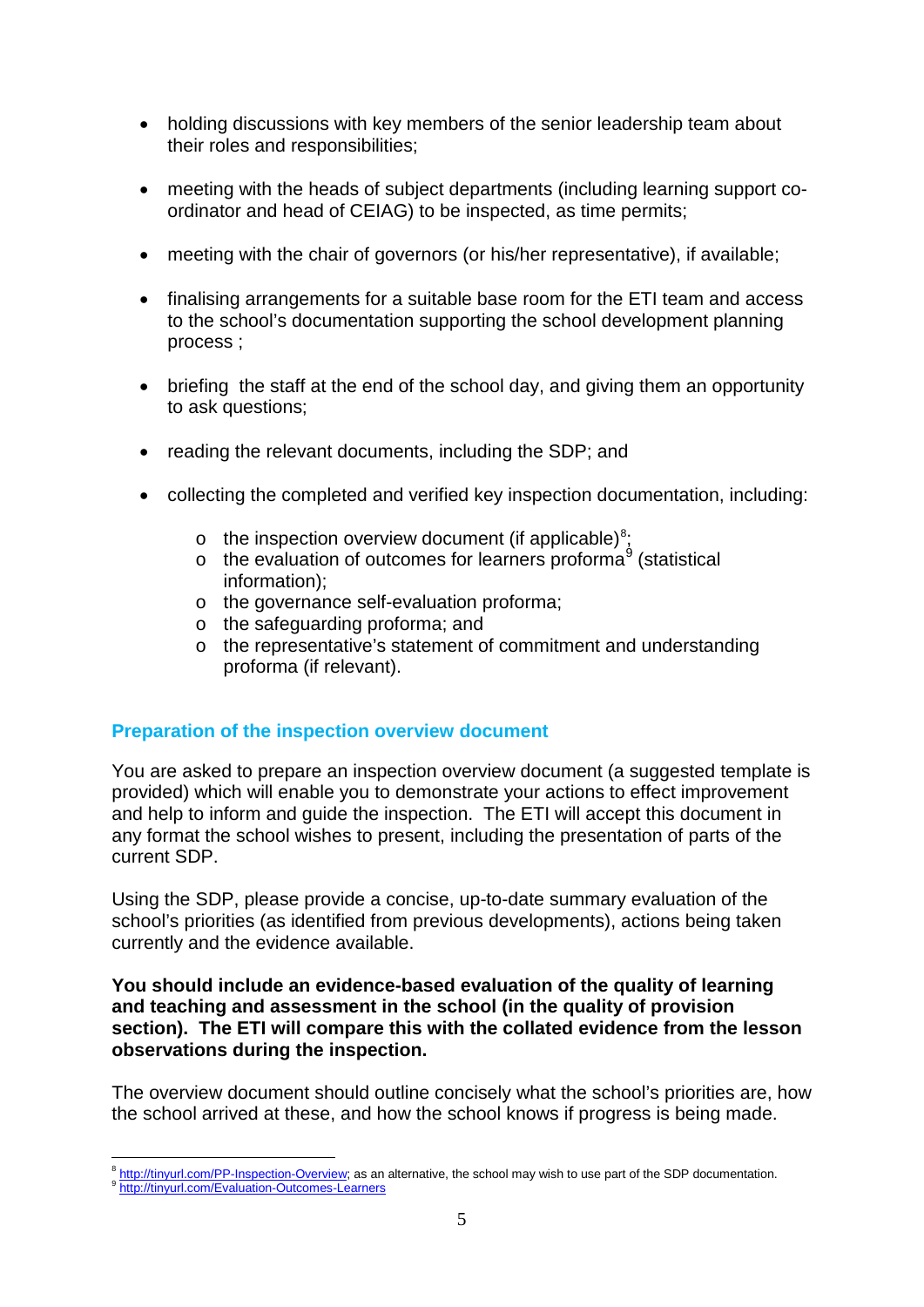- holding discussions with key members of the senior leadership team about their roles and responsibilities;

- meeting with the heads of subject departments (including learning support co-ordinator and head of CEIAG) to be inspected, as time permits;

- meeting with the chair of governors (or his/her representative), if available;

- finalising arrangements for a suitable base room for the ETI team and access to the school's documentation supporting the school development planning process ;

- briefing the staff at the end of the school day, and giving them an opportunity to ask questions;

- reading the relevant documents, including the SDP; and

- collecting the completed and verified key inspection documentation, including:
  - the inspection overview document (if applicable)[8];
  - the evaluation of outcomes for learners proforma[9] (statistical information);
  - the governance self-evaluation proforma;
  - the safeguarding proforma; and
  - the representative's statement of commitment and understanding proforma (if relevant).

## Preparation of the inspection overview document

You are asked to prepare an inspection overview document (a suggested template is provided) which will enable you to demonstrate your actions to effect improvement and help to inform and guide the inspection. The ETI will accept this document in any format the school wishes to present, including the presentation of parts of the current SDP.

Using the SDP, please provide a concise, up-to-date summary evaluation of the school's priorities (as identified from previous developments), actions being taken currently and the evidence available.

**You should include an evidence-based evaluation of the quality of learning and teaching and assessment in the school (in the quality of provision section). The ETI will compare this with the collated evidence from the lesson observations during the inspection.**

The overview document should outline concisely what the school's priorities are, how the school arrived at these, and how the school knows if progress is being made.

---

[8] http://tinyurl.com/PP-Inspection-Overview; as an alternative, the school may wish to use part of the SDP documentation.
[9] http://tinyurl.com/Evaluation-Outcomes-Learners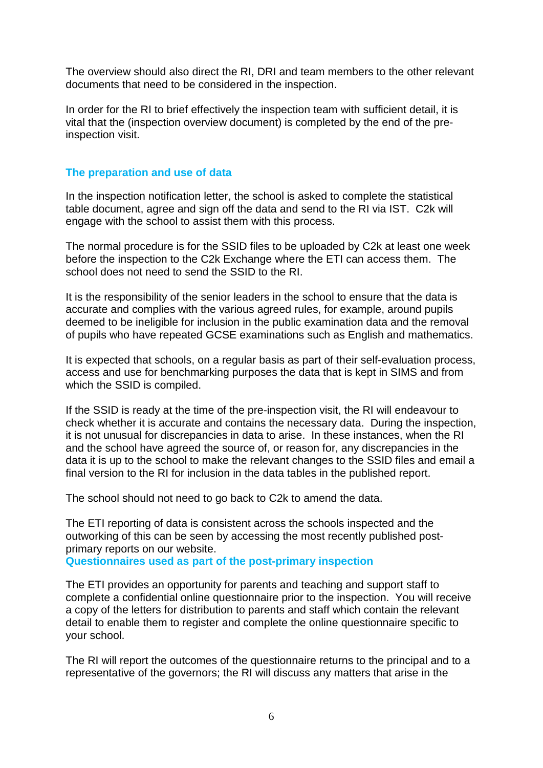The overview should also direct the RI, DRI and team members to the other relevant documents that need to be considered in the inspection.

In order for the RI to brief effectively the inspection team with sufficient detail, it is vital that the (inspection overview document) is completed by the end of the pre-inspection visit.

## The preparation and use of data

In the inspection notification letter, the school is asked to complete the statistical table document, agree and sign off the data and send to the RI via IST. C2k will engage with the school to assist them with this process.

The normal procedure is for the SSID files to be uploaded by C2k at least one week before the inspection to the C2k Exchange where the ETI can access them. The school does not need to send the SSID to the RI.

It is the responsibility of the senior leaders in the school to ensure that the data is accurate and complies with the various agreed rules, for example, around pupils deemed to be ineligible for inclusion in the public examination data and the removal of pupils who have repeated GCSE examinations such as English and mathematics.

It is expected that schools, on a regular basis as part of their self-evaluation process, access and use for benchmarking purposes the data that is kept in SIMS and from which the SSID is compiled.

If the SSID is ready at the time of the pre-inspection visit, the RI will endeavour to check whether it is accurate and contains the necessary data. During the inspection, it is not unusual for discrepancies in data to arise. In these instances, when the RI and the school have agreed the source of, or reason for, any discrepancies in the data it is up to the school to make the relevant changes to the SSID files and email a final version to the RI for inclusion in the data tables in the published report.

The school should not need to go back to C2k to amend the data.

The ETI reporting of data is consistent across the schools inspected and the outworking of this can be seen by accessing the most recently published post-primary reports on our website.

## Questionnaires used as part of the post-primary inspection

The ETI provides an opportunity for parents and teaching and support staff to complete a confidential online questionnaire prior to the inspection. You will receive a copy of the letters for distribution to parents and staff which contain the relevant detail to enable them to register and complete the online questionnaire specific to your school.

The RI will report the outcomes of the questionnaire returns to the principal and to a representative of the governors; the RI will discuss any matters that arise in the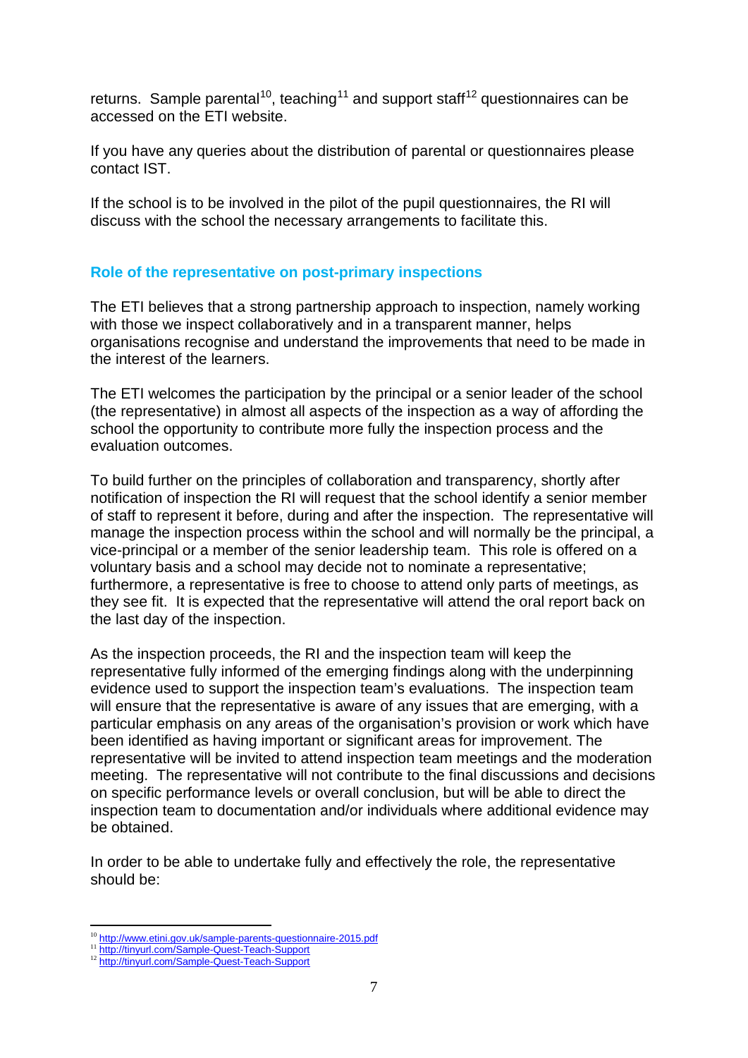returns. Sample parental[10], teaching[11] and support staff[12] questionnaires can be accessed on the ETI website.

If you have any queries about the distribution of parental or questionnaires please contact IST.

If the school is to be involved in the pilot of the pupil questionnaires, the RI will discuss with the school the necessary arrangements to facilitate this.

## Role of the representative on post-primary inspections

The ETI believes that a strong partnership approach to inspection, namely working with those we inspect collaboratively and in a transparent manner, helps organisations recognise and understand the improvements that need to be made in the interest of the learners.

The ETI welcomes the participation by the principal or a senior leader of the school (the representative) in almost all aspects of the inspection as a way of affording the school the opportunity to contribute more fully the inspection process and the evaluation outcomes.

To build further on the principles of collaboration and transparency, shortly after notification of inspection the RI will request that the school identify a senior member of staff to represent it before, during and after the inspection. The representative will manage the inspection process within the school and will normally be the principal, a vice-principal or a member of the senior leadership team. This role is offered on a voluntary basis and a school may decide not to nominate a representative; furthermore, a representative is free to choose to attend only parts of meetings, as they see fit. It is expected that the representative will attend the oral report back on the last day of the inspection.

As the inspection proceeds, the RI and the inspection team will keep the representative fully informed of the emerging findings along with the underpinning evidence used to support the inspection team's evaluations. The inspection team will ensure that the representative is aware of any issues that are emerging, with a particular emphasis on any areas of the organisation's provision or work which have been identified as having important or significant areas for improvement. The representative will be invited to attend inspection team meetings and the moderation meeting. The representative will not contribute to the final discussions and decisions on specific performance levels or overall conclusion, but will be able to direct the inspection team to documentation and/or individuals where additional evidence may be obtained.

In order to be able to undertake fully and effectively the role, the representative should be:

---

[10] http://www.etini.gov.uk/sample-parents-questionnaire-2015.pdf
[11] http://tinyurl.com/Sample-Quest-Teach-Support
[12] http://tinyurl.com/Sample-Quest-Teach-Support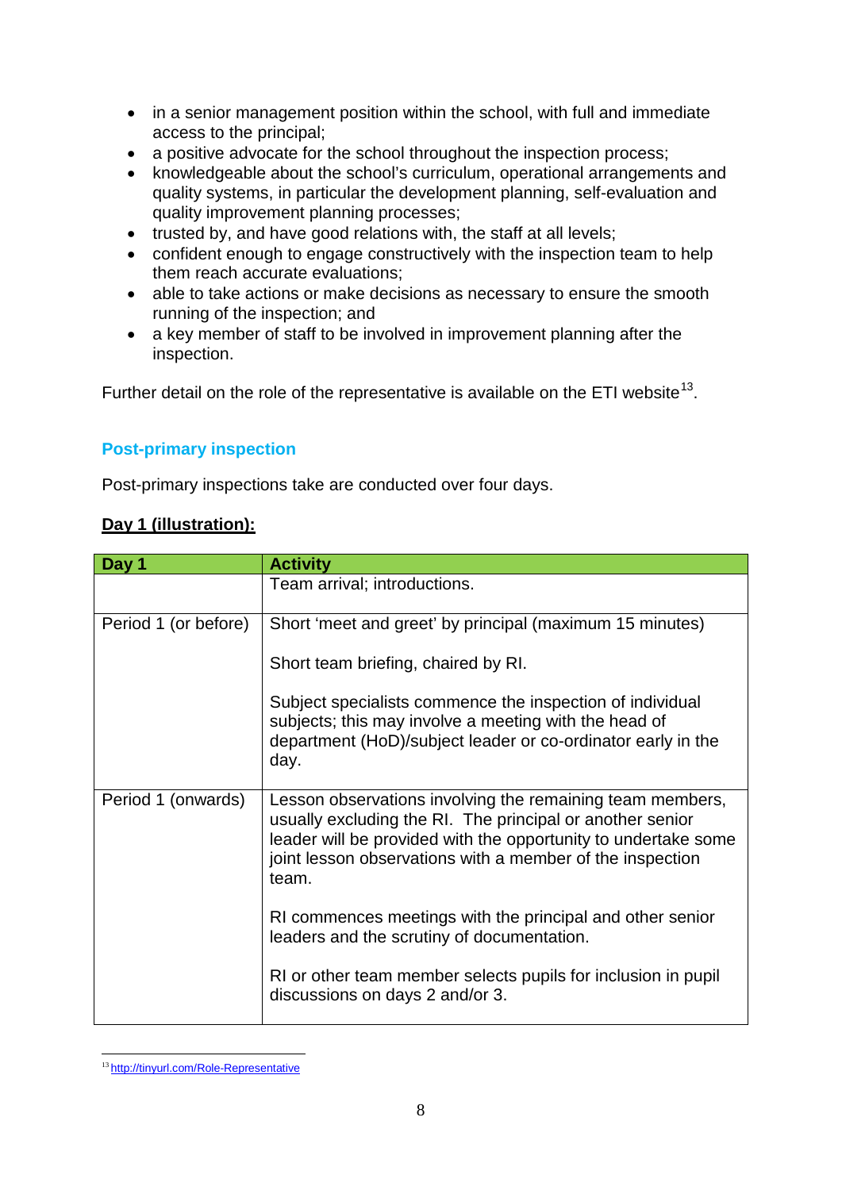- in a senior management position within the school, with full and immediate access to the principal;
- a positive advocate for the school throughout the inspection process;
- knowledgeable about the school's curriculum, operational arrangements and quality systems, in particular the development planning, self-evaluation and quality improvement planning processes;
- trusted by, and have good relations with, the staff at all levels;
- confident enough to engage constructively with the inspection team to help them reach accurate evaluations;
- able to take actions or make decisions as necessary to ensure the smooth running of the inspection; and
- a key member of staff to be involved in improvement planning after the inspection.

Further detail on the role of the representative is available on the ETI website[13].

## Post-primary inspection

Post-primary inspections take are conducted over four days.

**Day 1 (illustration):**

| Day 1 | Activity |
|---|---|
| | Team arrival; introductions. |
| Period 1 (or before) | Short 'meet and greet' by principal (maximum 15 minutes)<br><br>Short team briefing, chaired by RI.<br><br>Subject specialists commence the inspection of individual subjects; this may involve a meeting with the head of department (HoD)/subject leader or co-ordinator early in the day. |
| Period 1 (onwards) | Lesson observations involving the remaining team members, usually excluding the RI. The principal or another senior leader will be provided with the opportunity to undertake some joint lesson observations with a member of the inspection team.<br><br>RI commences meetings with the principal and other senior leaders and the scrutiny of documentation.<br><br>RI or other team member selects pupils for inclusion in pupil discussions on days 2 and/or 3. |

[13] http://tinyurl.com/Role-Representative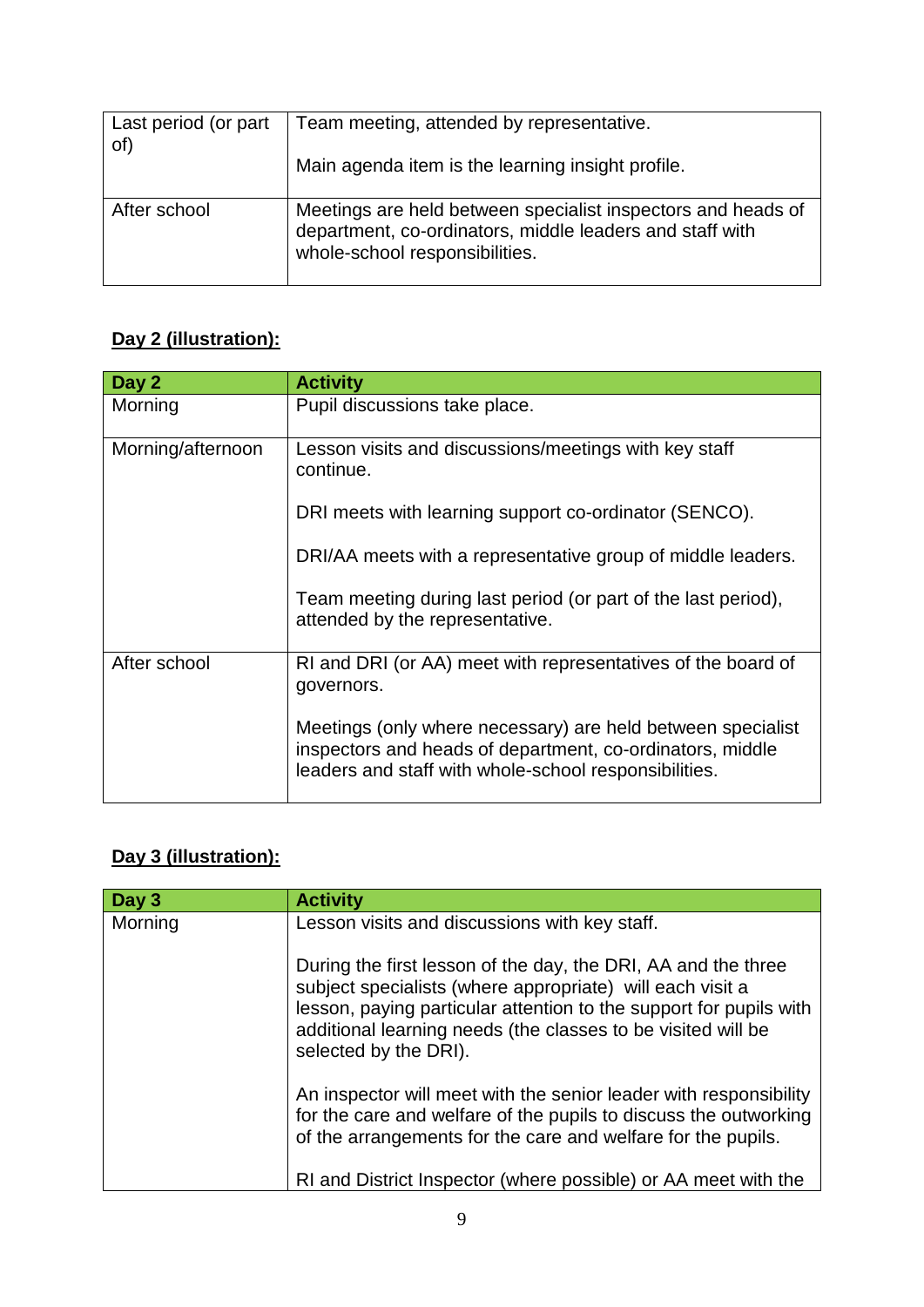| | |
|---|---|
| Last period (or part of) | Team meeting, attended by representative.<br><br>Main agenda item is the learning insight profile. |
| After school | Meetings are held between specialist inspectors and heads of department, co-ordinators, middle leaders and staff with whole-school responsibilities. |

**Day 2 (illustration):**

| Day 2 | Activity |
|---|---|
| Morning | Pupil discussions take place. |
| Morning/afternoon | Lesson visits and discussions/meetings with key staff continue.<br><br>DRI meets with learning support co-ordinator (SENCO).<br><br>DRI/AA meets with a representative group of middle leaders.<br><br>Team meeting during last period (or part of the last period), attended by the representative. |
| After school | RI and DRI (or AA) meet with representatives of the board of governors.<br><br>Meetings (only where necessary) are held between specialist inspectors and heads of department, co-ordinators, middle leaders and staff with whole-school responsibilities. |

**Day 3 (illustration):**

| Day 3 | Activity |
|---|---|
| Morning | Lesson visits and discussions with key staff.<br><br>During the first lesson of the day, the DRI, AA and the three subject specialists (where appropriate) will each visit a lesson, paying particular attention to the support for pupils with additional learning needs (the classes to be visited will be selected by the DRI).<br><br>An inspector will meet with the senior leader with responsibility for the care and welfare of the pupils to discuss the outworking of the arrangements for the care and welfare for the pupils.<br><br>RI and District Inspector (where possible) or AA meet with the |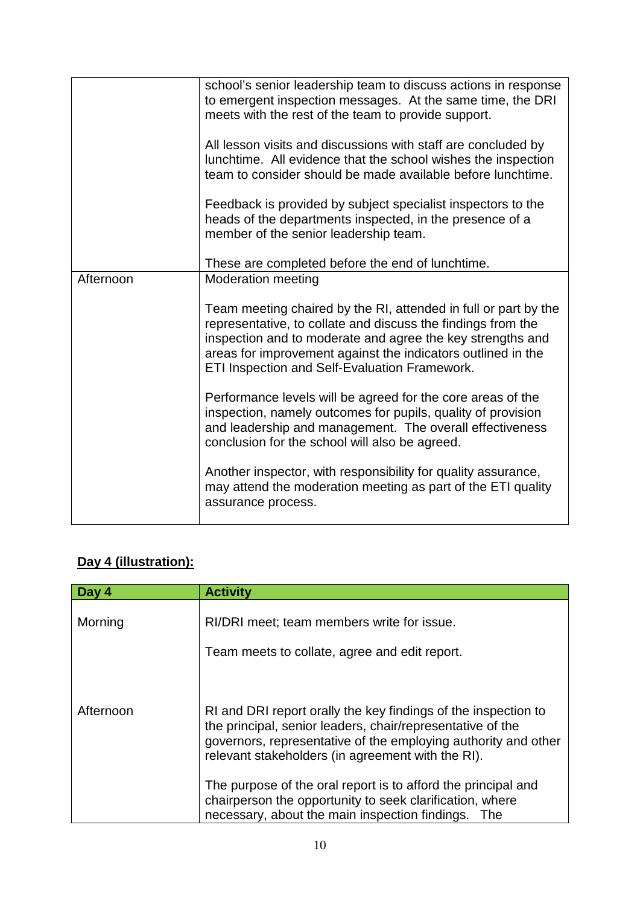| | |
|---|---|
| | school's senior leadership team to discuss actions in response to emergent inspection messages. At the same time, the DRI meets with the rest of the team to provide support.<br><br>All lesson visits and discussions with staff are concluded by lunchtime. All evidence that the school wishes the inspection team to consider should be made available before lunchtime.<br><br>Feedback is provided by subject specialist inspectors to the heads of the departments inspected, in the presence of a member of the senior leadership team.<br><br>These are completed before the end of lunchtime. |
| Afternoon | Moderation meeting<br><br>Team meeting chaired by the RI, attended in full or part by the representative, to collate and discuss the findings from the inspection and to moderate and agree the key strengths and areas for improvement against the indicators outlined in the ETI Inspection and Self-Evaluation Framework.<br><br>Performance levels will be agreed for the core areas of the inspection, namely outcomes for pupils, quality of provision and leadership and management. The overall effectiveness conclusion for the school will also be agreed.<br><br>Another inspector, with responsibility for quality assurance, may attend the moderation meeting as part of the ETI quality assurance process. |

**Day 4 (illustration):**

| Day 4 | Activity |
|---|---|
| Morning | RI/DRI meet; team members write for issue.<br><br>Team meets to collate, agree and edit report. |
| Afternoon | RI and DRI report orally the key findings of the inspection to the principal, senior leaders, chair/representative of the governors, representative of the employing authority and other relevant stakeholders (in agreement with the RI).<br><br>The purpose of the oral report is to afford the principal and chairperson the opportunity to seek clarification, where necessary, about the main inspection findings. The |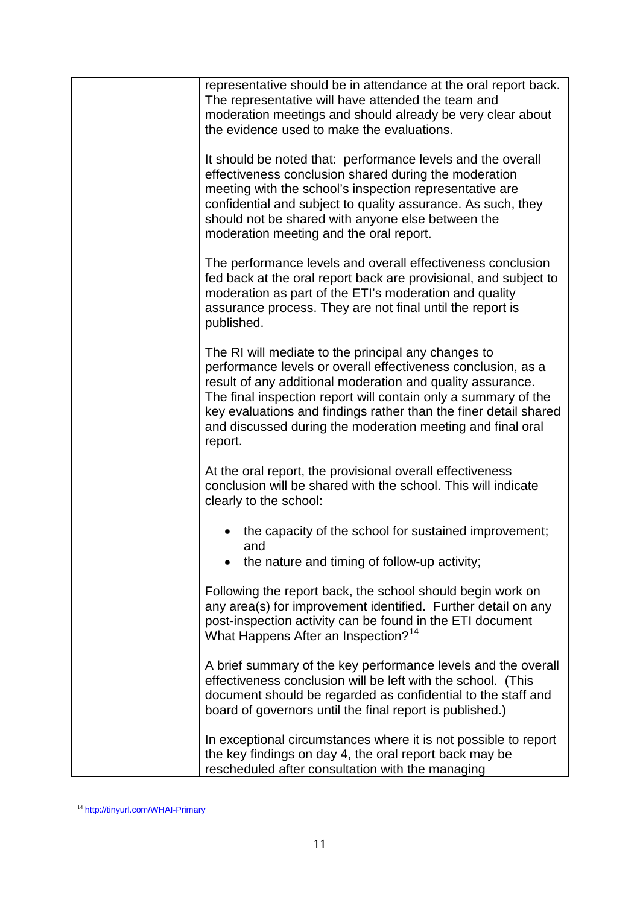| | |
|---|---|
| | representative should be in attendance at the oral report back. The representative will have attended the team and moderation meetings and should already be very clear about the evidence used to make the evaluations.<br><br>It should be noted that: performance levels and the overall effectiveness conclusion shared during the moderation meeting with the school's inspection representative are confidential and subject to quality assurance. As such, they should not be shared with anyone else between the moderation meeting and the oral report.<br><br>The performance levels and overall effectiveness conclusion fed back at the oral report back are provisional, and subject to moderation as part of the ETI's moderation and quality assurance process. They are not final until the report is published.<br><br>The RI will mediate to the principal any changes to performance levels or overall effectiveness conclusion, as a result of any additional moderation and quality assurance. The final inspection report will contain only a summary of the key evaluations and findings rather than the finer detail shared and discussed during the moderation meeting and final oral report.<br><br>At the oral report, the provisional overall effectiveness conclusion will be shared with the school. This will indicate clearly to the school:<br><br>• the capacity of the school for sustained improvement; and<br>• the nature and timing of follow-up activity;<br><br>Following the report back, the school should begin work on any area(s) for improvement identified. Further detail on any post-inspection activity can be found in the ETI document What Happens After an Inspection?[14]<br><br>A brief summary of the key performance levels and the overall effectiveness conclusion will be left with the school. (This document should be regarded as confidential to the staff and board of governors until the final report is published.)<br><br>In exceptional circumstances where it is not possible to report the key findings on day 4, the oral report back may be rescheduled after consultation with the managing |

[14] http://tinyurl.com/WHAI-Primary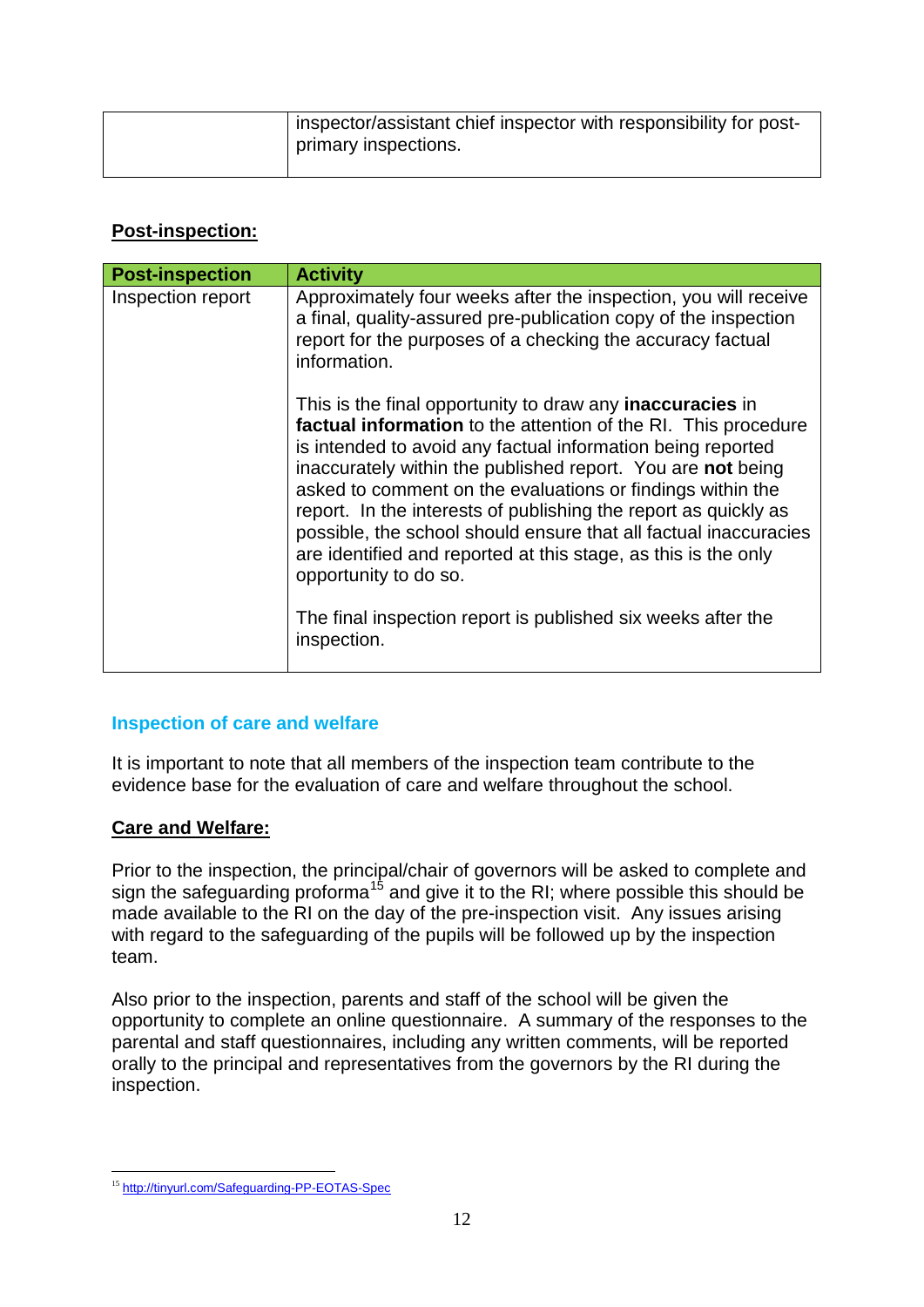| | |
|---|---|
| | inspector/assistant chief inspector with responsibility for post-primary inspections. |

**Post-inspection:**

| Post-inspection | Activity |
|---|---|
| Inspection report | Approximately four weeks after the inspection, you will receive a final, quality-assured pre-publication copy of the inspection report for the purposes of a checking the accuracy factual information.<br><br>This is the final opportunity to draw any **inaccuracies** in **factual information** to the attention of the RI. This procedure is intended to avoid any factual information being reported inaccurately within the published report. You are **not** being asked to comment on the evaluations or findings within the report. In the interests of publishing the report as quickly as possible, the school should ensure that all factual inaccuracies are identified and reported at this stage, as this is the only opportunity to do so.<br><br>The final inspection report is published six weeks after the inspection. |

## Inspection of care and welfare

It is important to note that all members of the inspection team contribute to the evidence base for the evaluation of care and welfare throughout the school.

**Care and Welfare:**

Prior to the inspection, the principal/chair of governors will be asked to complete and sign the safeguarding proforma[15] and give it to the RI; where possible this should be made available to the RI on the day of the pre-inspection visit. Any issues arising with regard to the safeguarding of the pupils will be followed up by the inspection team.

Also prior to the inspection, parents and staff of the school will be given the opportunity to complete an online questionnaire. A summary of the responses to the parental and staff questionnaires, including any written comments, will be reported orally to the principal and representatives from the governors by the RI during the inspection.

[15] http://tinyurl.com/Safeguarding-PP-EOTAS-Spec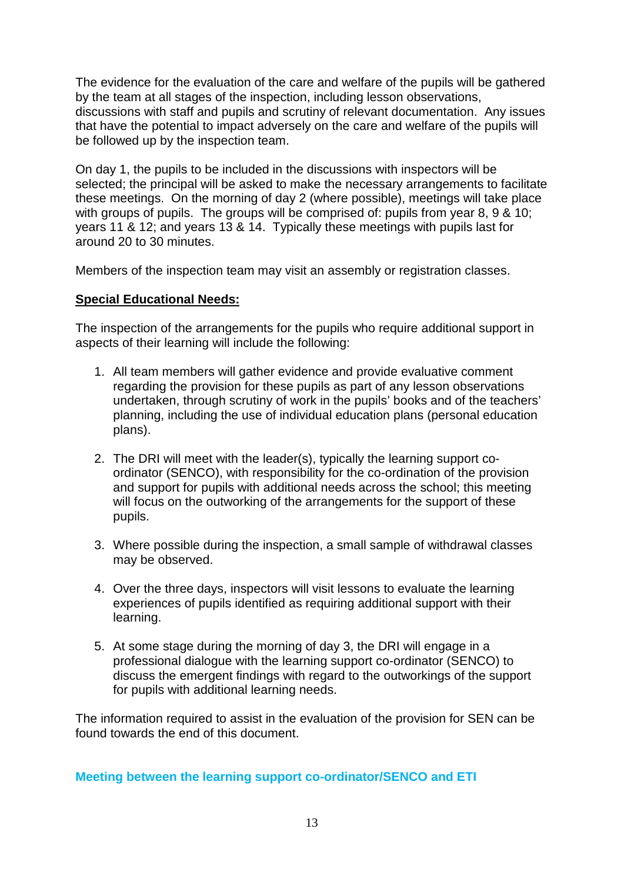The evidence for the evaluation of the care and welfare of the pupils will be gathered by the team at all stages of the inspection, including lesson observations, discussions with staff and pupils and scrutiny of relevant documentation. Any issues that have the potential to impact adversely on the care and welfare of the pupils will be followed up by the inspection team.

On day 1, the pupils to be included in the discussions with inspectors will be selected; the principal will be asked to make the necessary arrangements to facilitate these meetings. On the morning of day 2 (where possible), meetings will take place with groups of pupils. The groups will be comprised of: pupils from year 8, 9 & 10; years 11 & 12; and years 13 & 14. Typically these meetings with pupils last for around 20 to 30 minutes.

Members of the inspection team may visit an assembly or registration classes.

**Special Educational Needs:**

The inspection of the arrangements for the pupils who require additional support in aspects of their learning will include the following:

1. All team members will gather evidence and provide evaluative comment regarding the provision for these pupils as part of any lesson observations undertaken, through scrutiny of work in the pupils' books and of the teachers' planning, including the use of individual education plans (personal education plans).

2. The DRI will meet with the leader(s), typically the learning support co-ordinator (SENCO), with responsibility for the co-ordination of the provision and support for pupils with additional needs across the school; this meeting will focus on the outworking of the arrangements for the support of these pupils.

3. Where possible during the inspection, a small sample of withdrawal classes may be observed.

4. Over the three days, inspectors will visit lessons to evaluate the learning experiences of pupils identified as requiring additional support with their learning.

5. At some stage during the morning of day 3, the DRI will engage in a professional dialogue with the learning support co-ordinator (SENCO) to discuss the emergent findings with regard to the outworkings of the support for pupils with additional learning needs.

The information required to assist in the evaluation of the provision for SEN can be found towards the end of this document.

### Meeting between the learning support co-ordinator/SENCO and ETI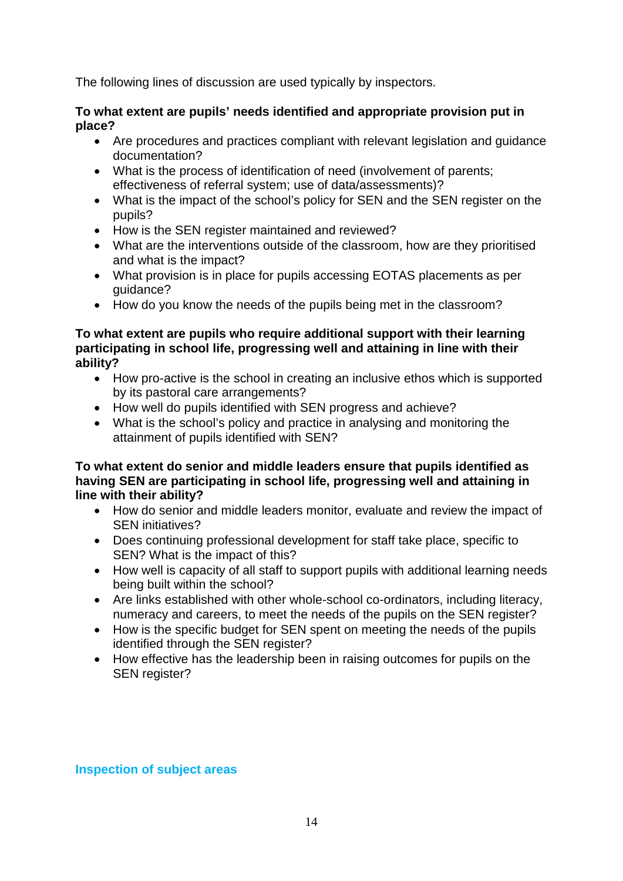The following lines of discussion are used typically by inspectors.

**To what extent are pupils' needs identified and appropriate provision put in place?**

- Are procedures and practices compliant with relevant legislation and guidance documentation?
- What is the process of identification of need (involvement of parents; effectiveness of referral system; use of data/assessments)?
- What is the impact of the school's policy for SEN and the SEN register on the pupils?
- How is the SEN register maintained and reviewed?
- What are the interventions outside of the classroom, how are they prioritised and what is the impact?
- What provision is in place for pupils accessing EOTAS placements as per guidance?
- How do you know the needs of the pupils being met in the classroom?

**To what extent are pupils who require additional support with their learning participating in school life, progressing well and attaining in line with their ability?**

- How pro-active is the school in creating an inclusive ethos which is supported by its pastoral care arrangements?
- How well do pupils identified with SEN progress and achieve?
- What is the school's policy and practice in analysing and monitoring the attainment of pupils identified with SEN?

**To what extent do senior and middle leaders ensure that pupils identified as having SEN are participating in school life, progressing well and attaining in line with their ability?**

- How do senior and middle leaders monitor, evaluate and review the impact of SEN initiatives?
- Does continuing professional development for staff take place, specific to SEN? What is the impact of this?
- How well is capacity of all staff to support pupils with additional learning needs being built within the school?
- Are links established with other whole-school co-ordinators, including literacy, numeracy and careers, to meet the needs of the pupils on the SEN register?
- How is the specific budget for SEN spent on meeting the needs of the pupils identified through the SEN register?
- How effective has the leadership been in raising outcomes for pupils on the SEN register?

## Inspection of subject areas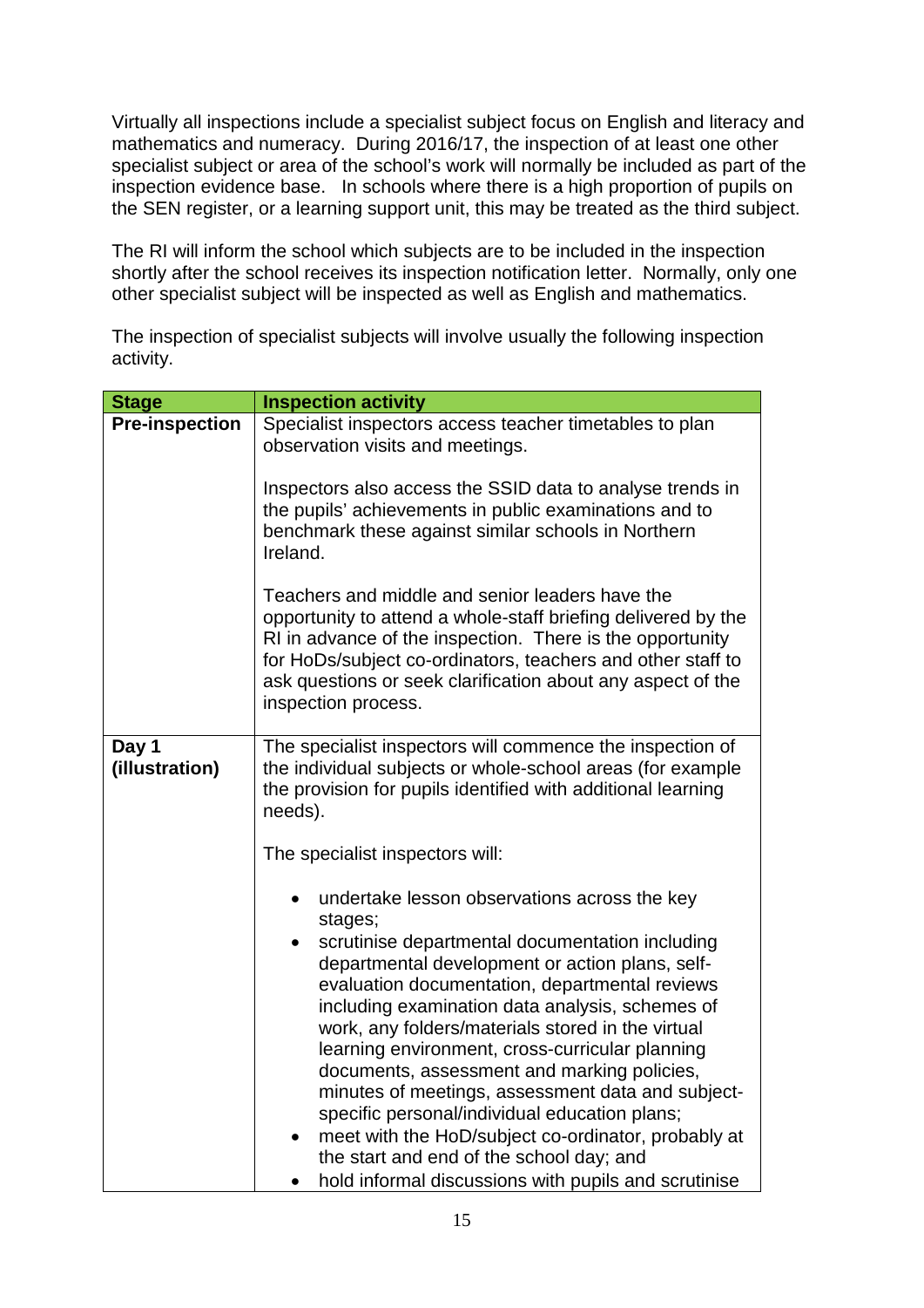Virtually all inspections include a specialist subject focus on English and literacy and mathematics and numeracy. During 2016/17, the inspection of at least one other specialist subject or area of the school's work will normally be included as part of the inspection evidence base. In schools where there is a high proportion of pupils on the SEN register, or a learning support unit, this may be treated as the third subject.

The RI will inform the school which subjects are to be included in the inspection shortly after the school receives its inspection notification letter. Normally, only one other specialist subject will be inspected as well as English and mathematics.

The inspection of specialist subjects will involve usually the following inspection activity.

| Stage | Inspection activity |
|---|---|
| **Pre-inspection** | Specialist inspectors access teacher timetables to plan observation visits and meetings.<br><br>Inspectors also access the SSID data to analyse trends in the pupils' achievements in public examinations and to benchmark these against similar schools in Northern Ireland.<br><br>Teachers and middle and senior leaders have the opportunity to attend a whole-staff briefing delivered by the RI in advance of the inspection. There is the opportunity for HoDs/subject co-ordinators, teachers and other staff to ask questions or seek clarification about any aspect of the inspection process. |
| **Day 1 (illustration)** | The specialist inspectors will commence the inspection of the individual subjects or whole-school areas (for example the provision for pupils identified with additional learning needs).<br><br>The specialist inspectors will:<br><br>• undertake lesson observations across the key stages;<br>• scrutinise departmental documentation including departmental development or action plans, self-evaluation documentation, departmental reviews including examination data analysis, schemes of work, any folders/materials stored in the virtual learning environment, cross-curricular planning documents, assessment and marking policies, minutes of meetings, assessment data and subject-specific personal/individual education plans;<br>• meet with the HoD/subject co-ordinator, probably at the start and end of the school day; and<br>• hold informal discussions with pupils and scrutinise |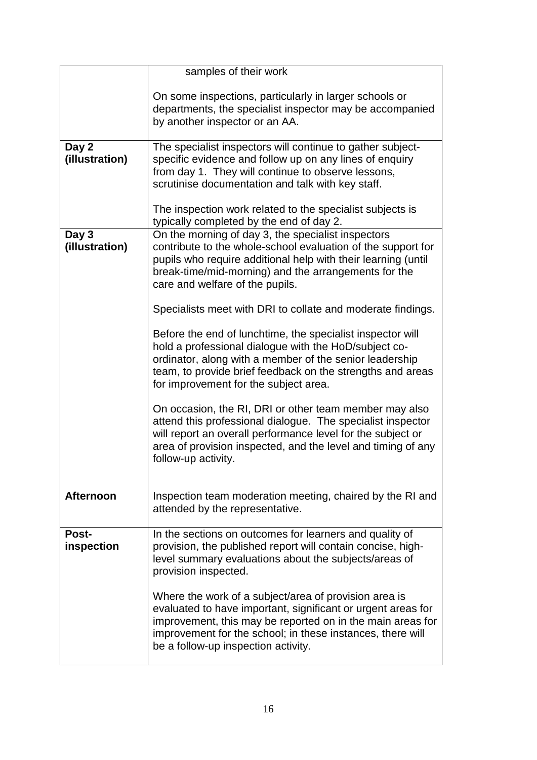| | |
|---|---|
| | samples of their work<br><br>On some inspections, particularly in larger schools or departments, the specialist inspector may be accompanied by another inspector or an AA. |
| **Day 2 (illustration)** | The specialist inspectors will continue to gather subject-specific evidence and follow up on any lines of enquiry from day 1. They will continue to observe lessons, scrutinise documentation and talk with key staff.<br><br>The inspection work related to the specialist subjects is typically completed by the end of day 2. |
| **Day 3 (illustration)** | On the morning of day 3, the specialist inspectors contribute to the whole-school evaluation of the support for pupils who require additional help with their learning (until break-time/mid-morning) and the arrangements for the care and welfare of the pupils.<br><br>Specialists meet with DRI to collate and moderate findings.<br><br>Before the end of lunchtime, the specialist inspector will hold a professional dialogue with the HoD/subject co-ordinator, along with a member of the senior leadership team, to provide brief feedback on the strengths and areas for improvement for the subject area.<br><br>On occasion, the RI, DRI or other team member may also attend this professional dialogue. The specialist inspector will report an overall performance level for the subject or area of provision inspected, and the level and timing of any follow-up activity. |
| **Afternoon** | Inspection team moderation meeting, chaired by the RI and attended by the representative. |
| **Post-inspection** | In the sections on outcomes for learners and quality of provision, the published report will contain concise, high-level summary evaluations about the subjects/areas of provision inspected.<br><br>Where the work of a subject/area of provision area is evaluated to have important, significant or urgent areas for improvement, this may be reported on in the main areas for improvement for the school; in these instances, there will be a follow-up inspection activity. |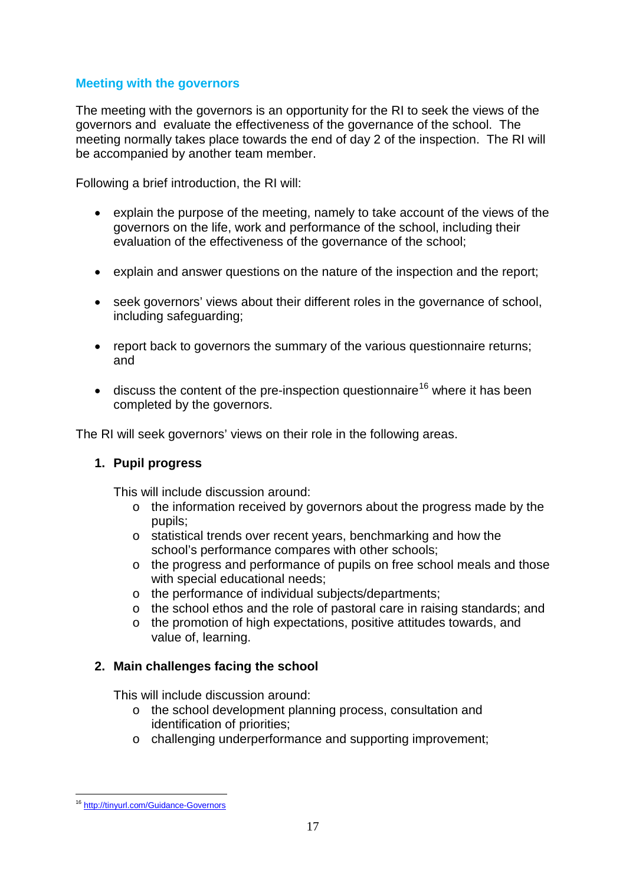## Meeting with the governors

The meeting with the governors is an opportunity for the RI to seek the views of the governors and evaluate the effectiveness of the governance of the school. The meeting normally takes place towards the end of day 2 of the inspection. The RI will be accompanied by another team member.

Following a brief introduction, the RI will:

- explain the purpose of the meeting, namely to take account of the views of the governors on the life, work and performance of the school, including their evaluation of the effectiveness of the governance of the school;
- explain and answer questions on the nature of the inspection and the report;
- seek governors' views about their different roles in the governance of school, including safeguarding;
- report back to governors the summary of the various questionnaire returns; and
- discuss the content of the pre-inspection questionnaire[16] where it has been completed by the governors.

The RI will seek governors' views on their role in the following areas.

1. **Pupil progress**

   This will include discussion around:
   - the information received by governors about the progress made by the pupils;
   - statistical trends over recent years, benchmarking and how the school's performance compares with other schools;
   - the progress and performance of pupils on free school meals and those with special educational needs;
   - the performance of individual subjects/departments;
   - the school ethos and the role of pastoral care in raising standards; and
   - the promotion of high expectations, positive attitudes towards, and value of, learning.

2. **Main challenges facing the school**

   This will include discussion around:
   - the school development planning process, consultation and identification of priorities;
   - challenging underperformance and supporting improvement;

[16] http://tinyurl.com/Guidance-Governors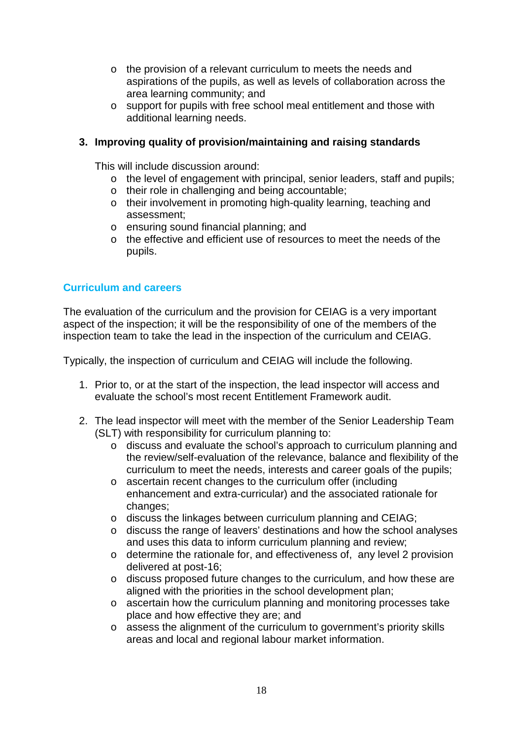- the provision of a relevant curriculum to meets the needs and aspirations of the pupils, as well as levels of collaboration across the area learning community; and
- support for pupils with free school meal entitlement and those with additional learning needs.

3. **Improving quality of provision/maintaining and raising standards**

   This will include discussion around:
   - the level of engagement with principal, senior leaders, staff and pupils;
   - their role in challenging and being accountable;
   - their involvement in promoting high-quality learning, teaching and assessment;
   - ensuring sound financial planning; and
   - the effective and efficient use of resources to meet the needs of the pupils.

## Curriculum and careers

The evaluation of the curriculum and the provision for CEIAG is a very important aspect of the inspection; it will be the responsibility of one of the members of the inspection team to take the lead in the inspection of the curriculum and CEIAG.

Typically, the inspection of curriculum and CEIAG will include the following.

1. Prior to, or at the start of the inspection, the lead inspector will access and evaluate the school's most recent Entitlement Framework audit.

2. The lead inspector will meet with the member of the Senior Leadership Team (SLT) with responsibility for curriculum planning to:
   - discuss and evaluate the school's approach to curriculum planning and the review/self-evaluation of the relevance, balance and flexibility of the curriculum to meet the needs, interests and career goals of the pupils;
   - ascertain recent changes to the curriculum offer (including enhancement and extra-curricular) and the associated rationale for changes;
   - discuss the linkages between curriculum planning and CEIAG;
   - discuss the range of leavers' destinations and how the school analyses and uses this data to inform curriculum planning and review;
   - determine the rationale for, and effectiveness of, any level 2 provision delivered at post-16;
   - discuss proposed future changes to the curriculum, and how these are aligned with the priorities in the school development plan;
   - ascertain how the curriculum planning and monitoring processes take place and how effective they are; and
   - assess the alignment of the curriculum to government's priority skills areas and local and regional labour market information.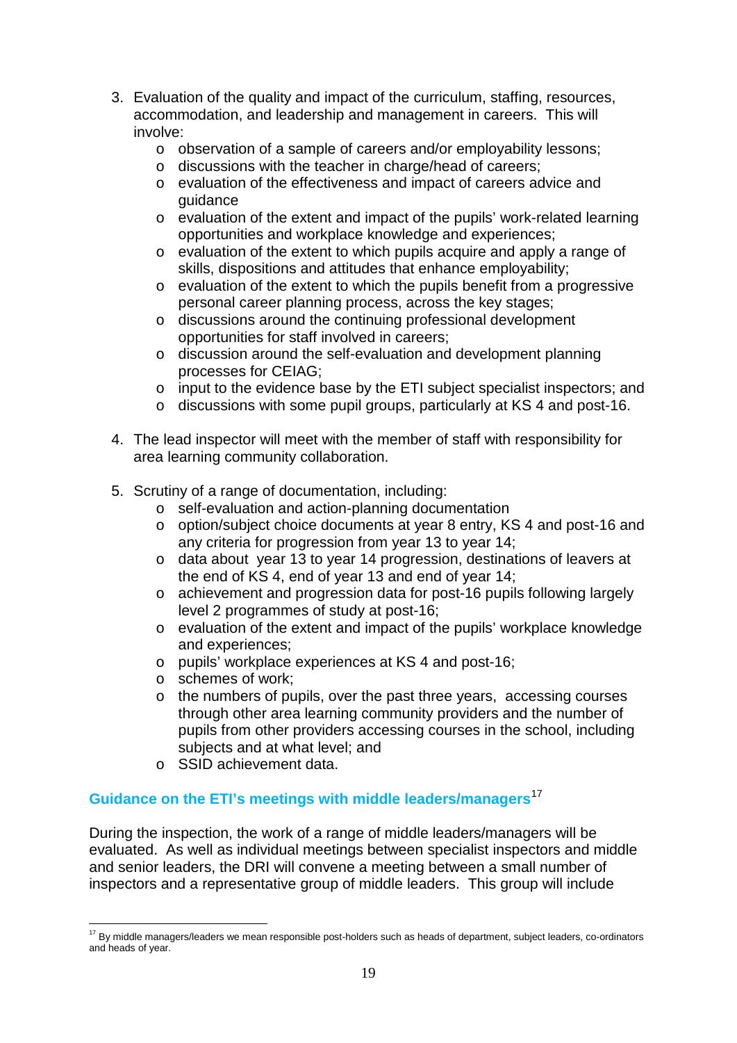3. Evaluation of the quality and impact of the curriculum, staffing, resources, accommodation, and leadership and management in careers. This will involve:
    - observation of a sample of careers and/or employability lessons;
    - discussions with the teacher in charge/head of careers;
    - evaluation of the effectiveness and impact of careers advice and guidance
    - evaluation of the extent and impact of the pupils' work-related learning opportunities and workplace knowledge and experiences;
    - evaluation of the extent to which pupils acquire and apply a range of skills, dispositions and attitudes that enhance employability;
    - evaluation of the extent to which the pupils benefit from a progressive personal career planning process, across the key stages;
    - discussions around the continuing professional development opportunities for staff involved in careers;
    - discussion around the self-evaluation and development planning processes for CEIAG;
    - input to the evidence base by the ETI subject specialist inspectors; and
    - discussions with some pupil groups, particularly at KS 4 and post-16.

4. The lead inspector will meet with the member of staff with responsibility for area learning community collaboration.

5. Scrutiny of a range of documentation, including:
    - self-evaluation and action-planning documentation
    - option/subject choice documents at year 8 entry, KS 4 and post-16 and any criteria for progression from year 13 to year 14;
    - data about year 13 to year 14 progression, destinations of leavers at the end of KS 4, end of year 13 and end of year 14;
    - achievement and progression data for post-16 pupils following largely level 2 programmes of study at post-16;
    - evaluation of the extent and impact of the pupils' workplace knowledge and experiences;
    - pupils' workplace experiences at KS 4 and post-16;
    - schemes of work;
    - the numbers of pupils, over the past three years, accessing courses through other area learning community providers and the number of pupils from other providers accessing courses in the school, including subjects and at what level; and
    - SSID achievement data.

### Guidance on the ETI's meetings with middle leaders/managers[17]

During the inspection, the work of a range of middle leaders/managers will be evaluated. As well as individual meetings between specialist inspectors and middle and senior leaders, the DRI will convene a meeting between a small number of inspectors and a representative group of middle leaders. This group will include

[17] By middle managers/leaders we mean responsible post-holders such as heads of department, subject leaders, co-ordinators and heads of year.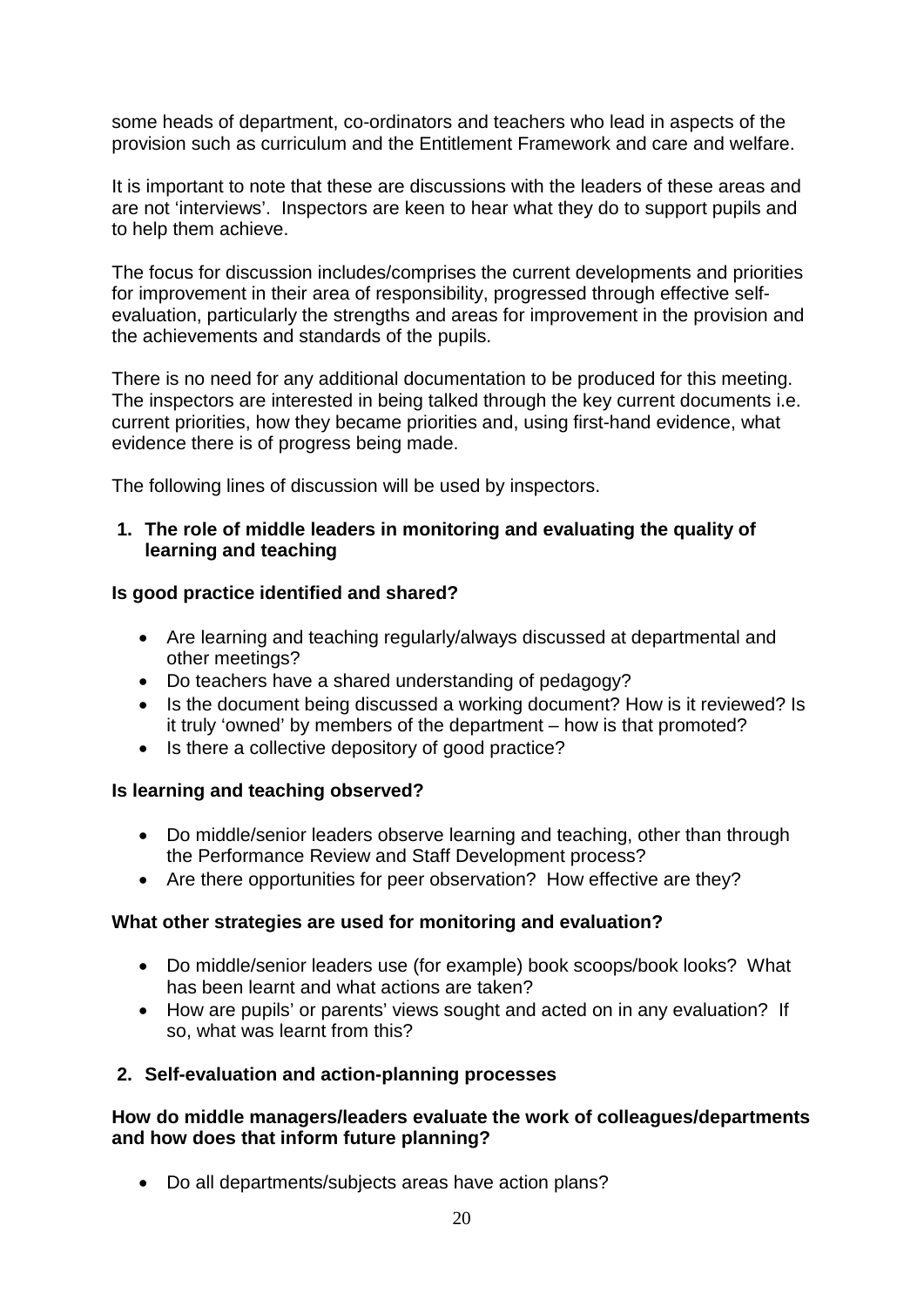some heads of department, co-ordinators and teachers who lead in aspects of the provision such as curriculum and the Entitlement Framework and care and welfare.

It is important to note that these are discussions with the leaders of these areas and are not 'interviews'. Inspectors are keen to hear what they do to support pupils and to help them achieve.

The focus for discussion includes/comprises the current developments and priorities for improvement in their area of responsibility, progressed through effective self-evaluation, particularly the strengths and areas for improvement in the provision and the achievements and standards of the pupils.

There is no need for any additional documentation to be produced for this meeting. The inspectors are interested in being talked through the key current documents i.e. current priorities, how they became priorities and, using first-hand evidence, what evidence there is of progress being made.

The following lines of discussion will be used by inspectors.

**1. The role of middle leaders in monitoring and evaluating the quality of learning and teaching**

**Is good practice identified and shared?**

- Are learning and teaching regularly/always discussed at departmental and other meetings?
- Do teachers have a shared understanding of pedagogy?
- Is the document being discussed a working document? How is it reviewed? Is it truly 'owned' by members of the department – how is that promoted?
- Is there a collective depository of good practice?

**Is learning and teaching observed?**

- Do middle/senior leaders observe learning and teaching, other than through the Performance Review and Staff Development process?
- Are there opportunities for peer observation? How effective are they?

**What other strategies are used for monitoring and evaluation?**

- Do middle/senior leaders use (for example) book scoops/book looks? What has been learnt and what actions are taken?
- How are pupils' or parents' views sought and acted on in any evaluation? If so, what was learnt from this?

**2. Self-evaluation and action-planning processes**

**How do middle managers/leaders evaluate the work of colleagues/departments and how does that inform future planning?**

- Do all departments/subjects areas have action plans?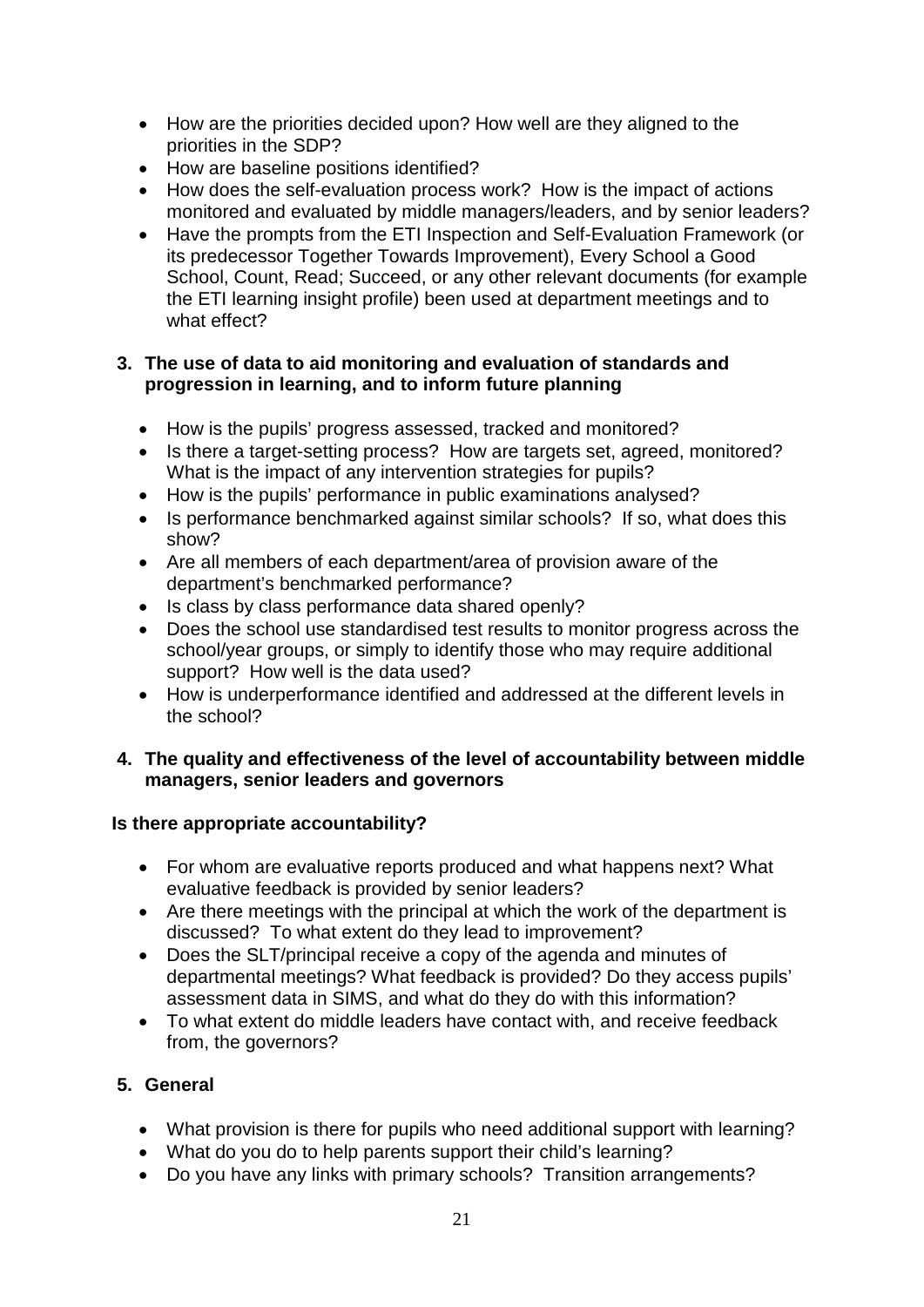- How are the priorities decided upon? How well are they aligned to the priorities in the SDP?
- How are baseline positions identified?
- How does the self-evaluation process work? How is the impact of actions monitored and evaluated by middle managers/leaders, and by senior leaders?
- Have the prompts from the ETI Inspection and Self-Evaluation Framework (or its predecessor Together Towards Improvement), Every School a Good School, Count, Read; Succeed, or any other relevant documents (for example the ETI learning insight profile) been used at department meetings and to what effect?

**3. The use of data to aid monitoring and evaluation of standards and progression in learning, and to inform future planning**

- How is the pupils' progress assessed, tracked and monitored?
- Is there a target-setting process? How are targets set, agreed, monitored? What is the impact of any intervention strategies for pupils?
- How is the pupils' performance in public examinations analysed?
- Is performance benchmarked against similar schools? If so, what does this show?
- Are all members of each department/area of provision aware of the department's benchmarked performance?
- Is class by class performance data shared openly?
- Does the school use standardised test results to monitor progress across the school/year groups, or simply to identify those who may require additional support? How well is the data used?
- How is underperformance identified and addressed at the different levels in the school?

**4. The quality and effectiveness of the level of accountability between middle managers, senior leaders and governors**

**Is there appropriate accountability?**

- For whom are evaluative reports produced and what happens next? What evaluative feedback is provided by senior leaders?
- Are there meetings with the principal at which the work of the department is discussed? To what extent do they lead to improvement?
- Does the SLT/principal receive a copy of the agenda and minutes of departmental meetings? What feedback is provided? Do they access pupils' assessment data in SIMS, and what do they do with this information?
- To what extent do middle leaders have contact with, and receive feedback from, the governors?

**5. General**

- What provision is there for pupils who need additional support with learning?
- What do you do to help parents support their child's learning?
- Do you have any links with primary schools? Transition arrangements?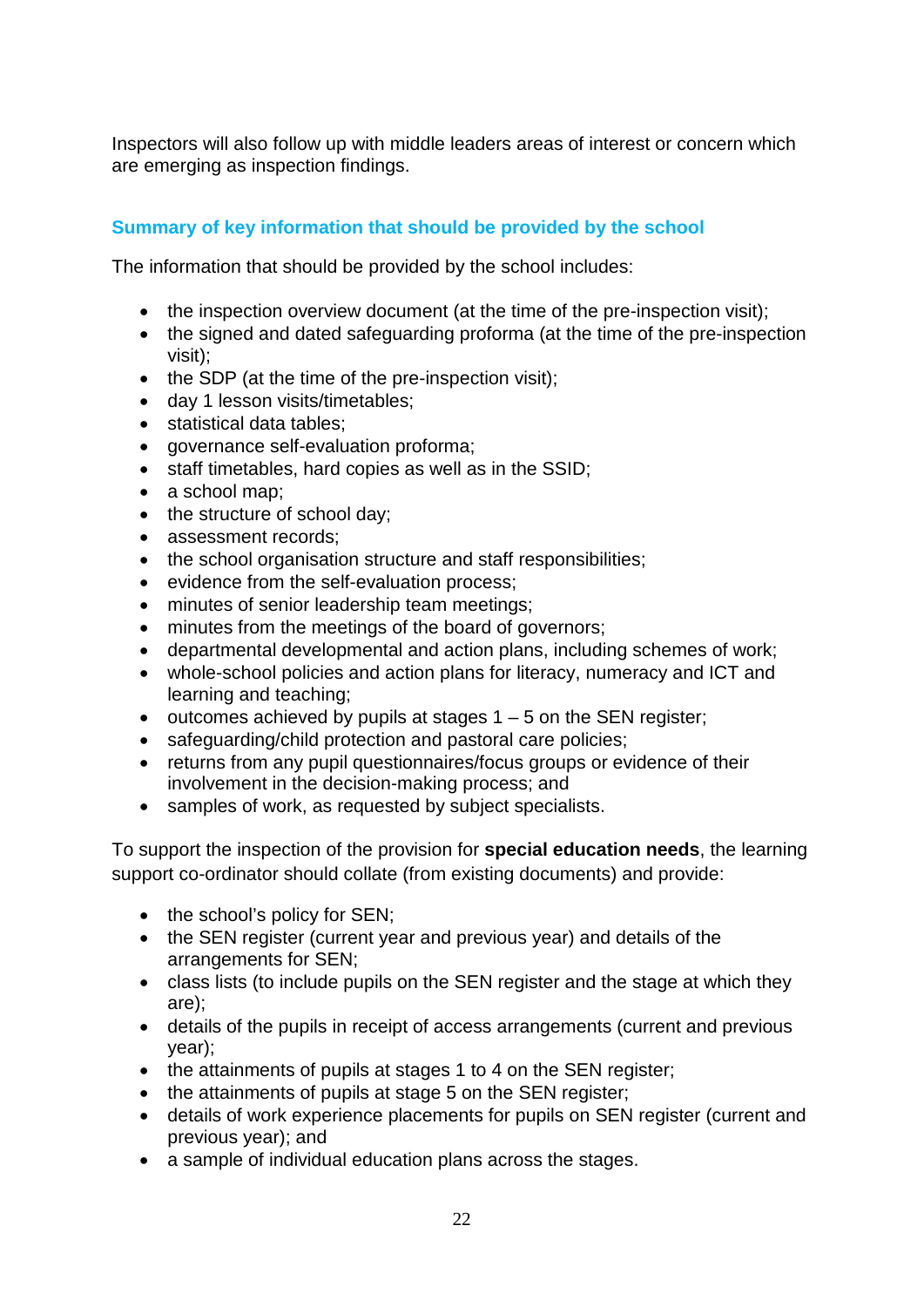Inspectors will also follow up with middle leaders areas of interest or concern which are emerging as inspection findings.

## Summary of key information that should be provided by the school

The information that should be provided by the school includes:

- the inspection overview document (at the time of the pre-inspection visit);
- the signed and dated safeguarding proforma (at the time of the pre-inspection visit);
- the SDP (at the time of the pre-inspection visit);
- day 1 lesson visits/timetables;
- statistical data tables;
- governance self-evaluation proforma;
- staff timetables, hard copies as well as in the SSID;
- a school map;
- the structure of school day;
- assessment records;
- the school organisation structure and staff responsibilities;
- evidence from the self-evaluation process;
- minutes of senior leadership team meetings;
- minutes from the meetings of the board of governors;
- departmental developmental and action plans, including schemes of work;
- whole-school policies and action plans for literacy, numeracy and ICT and learning and teaching;
- outcomes achieved by pupils at stages 1 – 5 on the SEN register;
- safeguarding/child protection and pastoral care policies;
- returns from any pupil questionnaires/focus groups or evidence of their involvement in the decision-making process; and
- samples of work, as requested by subject specialists.

To support the inspection of the provision for **special education needs**, the learning support co-ordinator should collate (from existing documents) and provide:

- the school's policy for SEN;
- the SEN register (current year and previous year) and details of the arrangements for SEN;
- class lists (to include pupils on the SEN register and the stage at which they are);
- details of the pupils in receipt of access arrangements (current and previous year);
- the attainments of pupils at stages 1 to 4 on the SEN register;
- the attainments of pupils at stage 5 on the SEN register;
- details of work experience placements for pupils on SEN register (current and previous year); and
- a sample of individual education plans across the stages.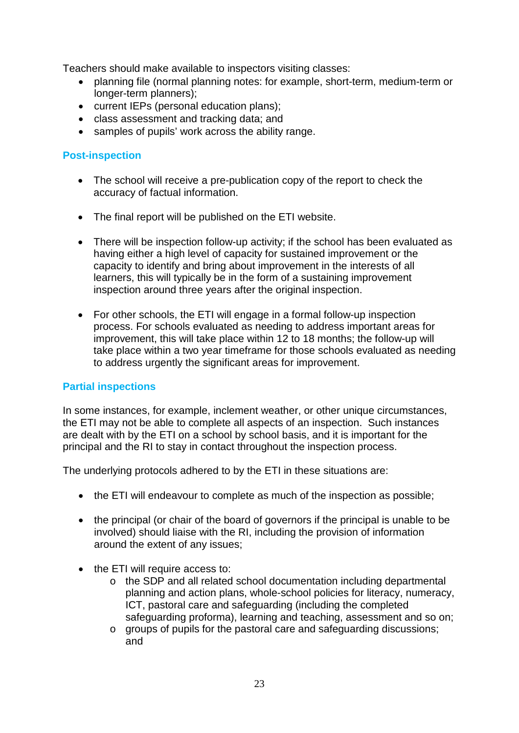Teachers should make available to inspectors visiting classes:

- planning file (normal planning notes: for example, short-term, medium-term or longer-term planners);
- current IEPs (personal education plans);
- class assessment and tracking data; and
- samples of pupils' work across the ability range.

### Post-inspection

- The school will receive a pre-publication copy of the report to check the accuracy of factual information.

- The final report will be published on the ETI website.

- There will be inspection follow-up activity; if the school has been evaluated as having either a high level of capacity for sustained improvement or the capacity to identify and bring about improvement in the interests of all learners, this will typically be in the form of a sustaining improvement inspection around three years after the original inspection.

- For other schools, the ETI will engage in a formal follow-up inspection process. For schools evaluated as needing to address important areas for improvement, this will take place within 12 to 18 months; the follow-up will take place within a two year timeframe for those schools evaluated as needing to address urgently the significant areas for improvement.

### Partial inspections

In some instances, for example, inclement weather, or other unique circumstances, the ETI may not be able to complete all aspects of an inspection. Such instances are dealt with by the ETI on a school by school basis, and it is important for the principal and the RI to stay in contact throughout the inspection process.

The underlying protocols adhered to by the ETI in these situations are:

- the ETI will endeavour to complete as much of the inspection as possible;

- the principal (or chair of the board of governors if the principal is unable to be involved) should liaise with the RI, including the provision of information around the extent of any issues;

- the ETI will require access to:
    - the SDP and all related school documentation including departmental planning and action plans, whole-school policies for literacy, numeracy, ICT, pastoral care and safeguarding (including the completed safeguarding proforma), learning and teaching, assessment and so on;
    - groups of pupils for the pastoral care and safeguarding discussions; and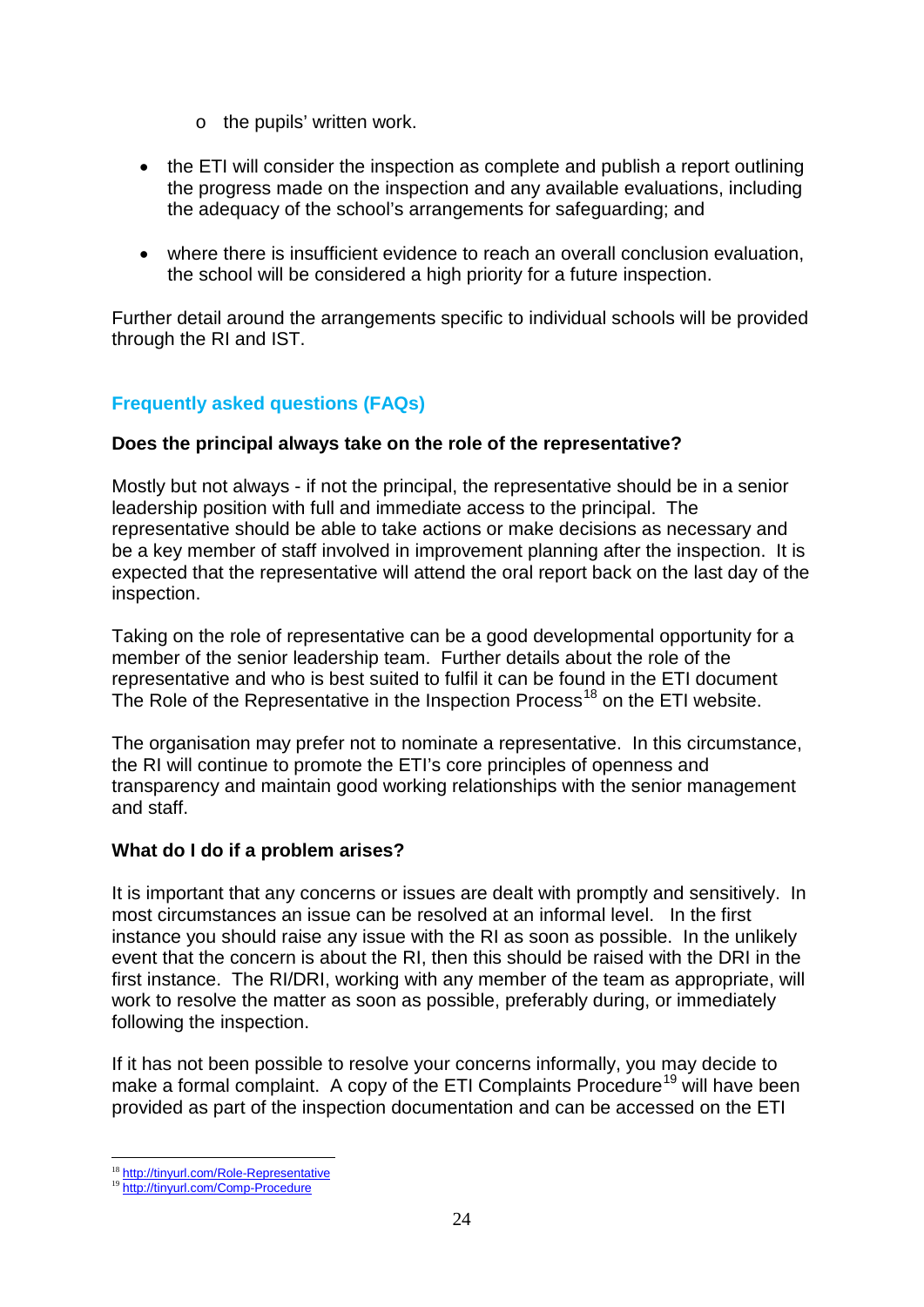- the pupils' written work.

- the ETI will consider the inspection as complete and publish a report outlining the progress made on the inspection and any available evaluations, including the adequacy of the school's arrangements for safeguarding; and

- where there is insufficient evidence to reach an overall conclusion evaluation, the school will be considered a high priority for a future inspection.

Further detail around the arrangements specific to individual schools will be provided through the RI and IST.

## Frequently asked questions (FAQs)

**Does the principal always take on the role of the representative?**

Mostly but not always - if not the principal, the representative should be in a senior leadership position with full and immediate access to the principal. The representative should be able to take actions or make decisions as necessary and be a key member of staff involved in improvement planning after the inspection. It is expected that the representative will attend the oral report back on the last day of the inspection.

Taking on the role of representative can be a good developmental opportunity for a member of the senior leadership team. Further details about the role of the representative and who is best suited to fulfil it can be found in the ETI document The Role of the Representative in the Inspection Process[18] on the ETI website.

The organisation may prefer not to nominate a representative. In this circumstance, the RI will continue to promote the ETI's core principles of openness and transparency and maintain good working relationships with the senior management and staff.

**What do I do if a problem arises?**

It is important that any concerns or issues are dealt with promptly and sensitively. In most circumstances an issue can be resolved at an informal level. In the first instance you should raise any issue with the RI as soon as possible. In the unlikely event that the concern is about the RI, then this should be raised with the DRI in the first instance. The RI/DRI, working with any member of the team as appropriate, will work to resolve the matter as soon as possible, preferably during, or immediately following the inspection.

If it has not been possible to resolve your concerns informally, you may decide to make a formal complaint. A copy of the ETI Complaints Procedure[19] will have been provided as part of the inspection documentation and can be accessed on the ETI

[18] http://tinyurl.com/Role-Representative
[19] http://tinyurl.com/Comp-Procedure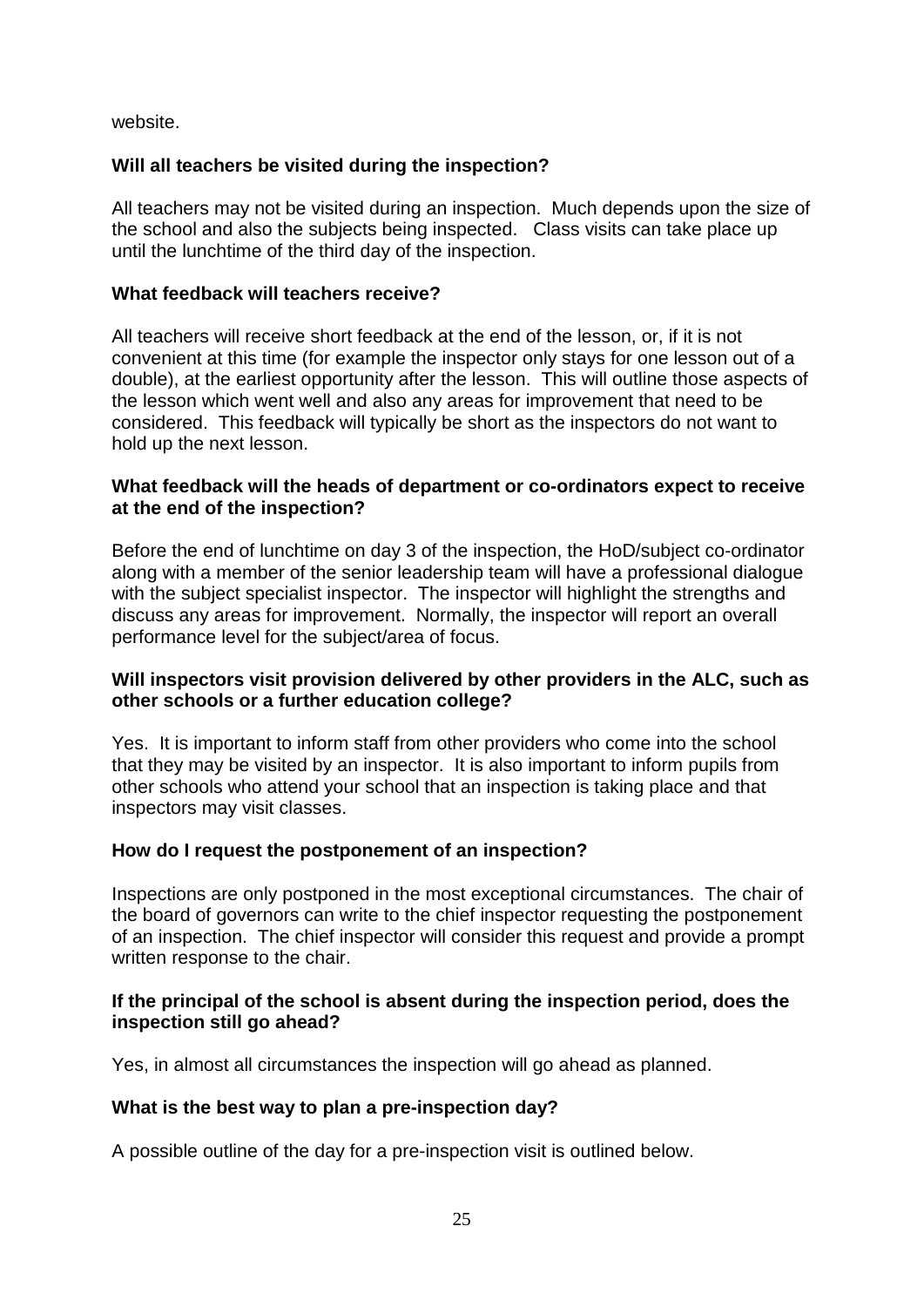website.

**Will all teachers be visited during the inspection?**

All teachers may not be visited during an inspection. Much depends upon the size of the school and also the subjects being inspected. Class visits can take place up until the lunchtime of the third day of the inspection.

**What feedback will teachers receive?**

All teachers will receive short feedback at the end of the lesson, or, if it is not convenient at this time (for example the inspector only stays for one lesson out of a double), at the earliest opportunity after the lesson. This will outline those aspects of the lesson which went well and also any areas for improvement that need to be considered. This feedback will typically be short as the inspectors do not want to hold up the next lesson.

**What feedback will the heads of department or co-ordinators expect to receive at the end of the inspection?**

Before the end of lunchtime on day 3 of the inspection, the HoD/subject co-ordinator along with a member of the senior leadership team will have a professional dialogue with the subject specialist inspector. The inspector will highlight the strengths and discuss any areas for improvement. Normally, the inspector will report an overall performance level for the subject/area of focus.

**Will inspectors visit provision delivered by other providers in the ALC, such as other schools or a further education college?**

Yes. It is important to inform staff from other providers who come into the school that they may be visited by an inspector. It is also important to inform pupils from other schools who attend your school that an inspection is taking place and that inspectors may visit classes.

**How do I request the postponement of an inspection?**

Inspections are only postponed in the most exceptional circumstances. The chair of the board of governors can write to the chief inspector requesting the postponement of an inspection. The chief inspector will consider this request and provide a prompt written response to the chair.

**If the principal of the school is absent during the inspection period, does the inspection still go ahead?**

Yes, in almost all circumstances the inspection will go ahead as planned.

**What is the best way to plan a pre-inspection day?**

A possible outline of the day for a pre-inspection visit is outlined below.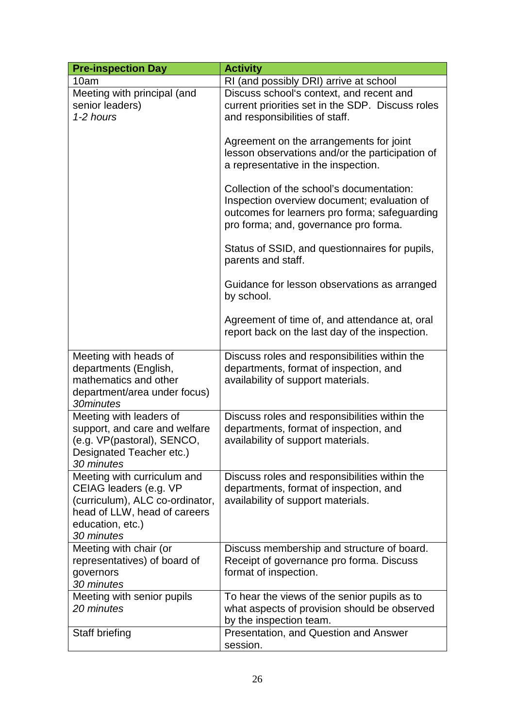| Pre-inspection Day | Activity |
|---|---|
| 10am | RI (and possibly DRI) arrive at school |
| Meeting with principal (and senior leaders)<br>*1-2 hours* | Discuss school's context, and recent and current priorities set in the SDP. Discuss roles and responsibilities of staff.<br><br>Agreement on the arrangements for joint lesson observations and/or the participation of a representative in the inspection.<br><br>Collection of the school's documentation: Inspection overview document; evaluation of outcomes for learners pro forma; safeguarding pro forma; and, governance pro forma.<br><br>Status of SSID, and questionnaires for pupils, parents and staff.<br><br>Guidance for lesson observations as arranged by school.<br><br>Agreement of time of, and attendance at, oral report back on the last day of the inspection. |
| Meeting with heads of departments (English, mathematics and other department/area under focus)<br>*30minutes* | Discuss roles and responsibilities within the departments, format of inspection, and availability of support materials. |
| Meeting with leaders of support, and care and welfare (e.g. VP(pastoral), SENCO, Designated Teacher etc.)<br>*30 minutes* | Discuss roles and responsibilities within the departments, format of inspection, and availability of support materials. |
| Meeting with curriculum and CEIAG leaders (e.g. VP (curriculum), ALC co-ordinator, head of LLW, head of careers education, etc.)<br>*30 minutes* | Discuss roles and responsibilities within the departments, format of inspection, and availability of support materials. |
| Meeting with chair (or representatives) of board of governors<br>*30 minutes* | Discuss membership and structure of board. Receipt of governance pro forma. Discuss format of inspection. |
| Meeting with senior pupils<br>*20 minutes* | To hear the views of the senior pupils as to what aspects of provision should be observed by the inspection team. |
| Staff briefing | Presentation, and Question and Answer session. |